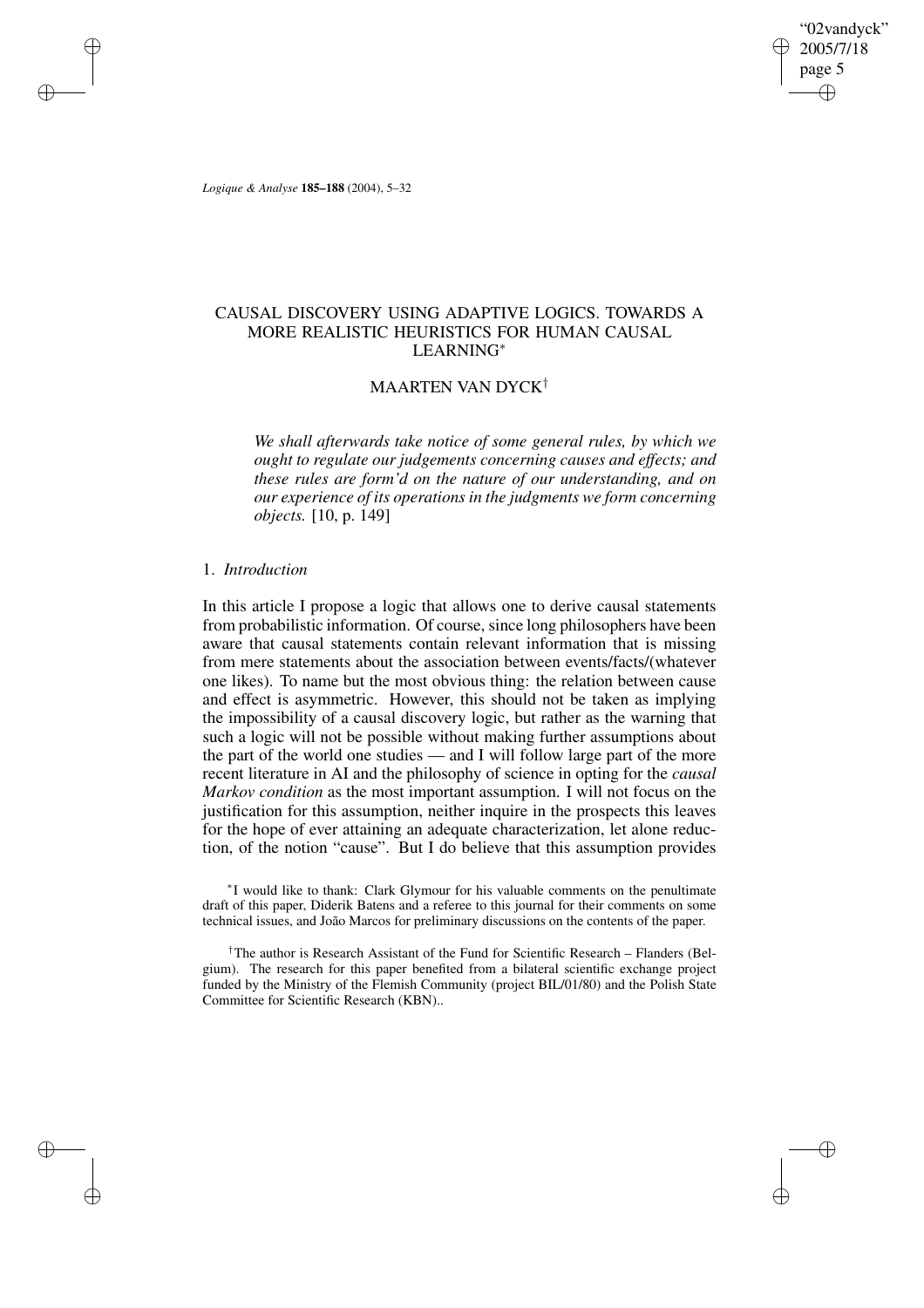# CAUSAL DISCOVERY USING ADAPTIVE LOGICS. TOWARDS A MORE REALISTIC HEURISTICS FOR HUMAN CAUSAL LEARNING*

## MAARTEN VAN DYCK†

*We shall afterwards take notice of some general rules, by which we ought to regulate our judgements concerning causes and effects; and these rules are form'd on the nature of our understanding, and on our experience of its operations in the judgments we form concerning objects.* [10, p. 149]

### 1. *Introduction*

In this article I propose a logic that allows one to derive causal statements from probabilistic information. Of course, since long philosophers have been aware that causal statements contain relevant information that is missing from mere statements about the association between events/facts/(whatever one likes). To name but the most obvious thing: the relation between cause and effect is asymmetric. However, this should not be taken as implying the impossibility of a causal discovery logic, but rather as the warning that such a logic will not be possible without making further assumptions about the part of the world one studies — and I will follow large part of the more recent literature in AI and the philosophy of science in opting for the *causal Markov condition* as the most important assumption. I will not focus on the justification for this assumption, neither inquire in the prospects this leaves for the hope of ever attaining an adequate characterization, let alone reduction, of the notion "cause". But I do believe that this assumption provides

*I would like to thank: Clark Glymour for his valuable comments on the penultimate draft of this paper, Diderik Batens and a referee to this journal for their comments on some technical issues, and João Marcos for preliminary discussions on the contents of the paper.

†The author is Research Assistant of the Fund for Scientific Research – Flanders (Belgium). The research for this paper benefited from a bilateral scientific exchange project funded by the Ministry of the Flemish Community (project BIL/01/80) and the Polish State Committee for Scientific Research (KBN)..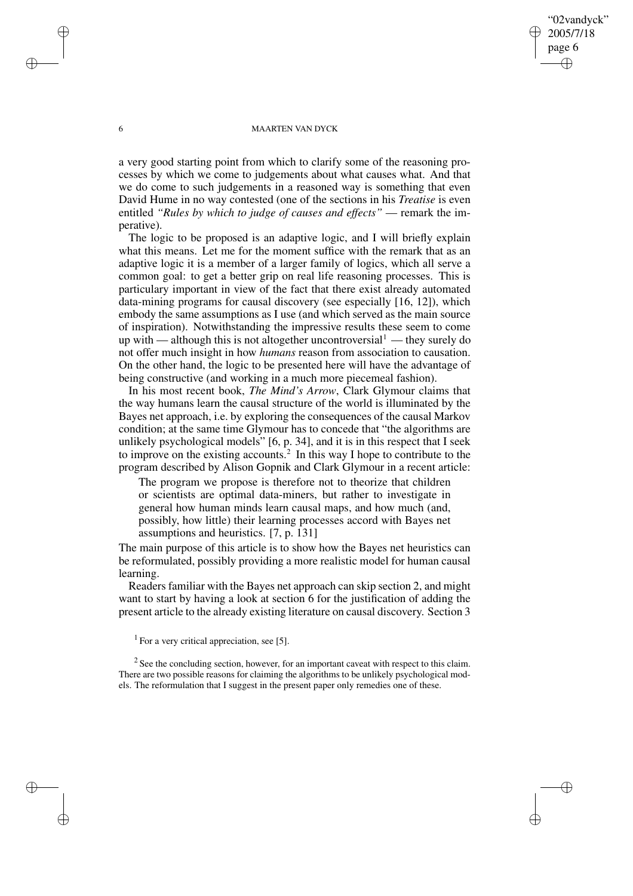a very good starting point from which to clarify some of the reasoning processes by which we come to judgements about what causes what. And that we do come to such judgements in a reasoned way is something that even David Hume in no way contested (one of the sections in his *Treatise* is even entitled *"Rules by which to judge of causes and effects"* — remark the imperative).

The logic to be proposed is an adaptive logic, and I will briefly explain what this means. Let me for the moment suffice with the remark that as an adaptive logic it is a member of a larger family of logics, which all serve a common goal: to get a better grip on real life reasoning processes. This is particulary important in view of the fact that there exist already automated data-mining programs for causal discovery (see especially [16, 12]), which embody the same assumptions as I use (and which served as the main source of inspiration). Notwithstanding the impressive results these seem to come up with — although this is not altogether uncontroversial[1] — they surely do not offer much insight in how *humans* reason from association to causation. On the other hand, the logic to be presented here will have the advantage of being constructive (and working in a much more piecemeal fashion).

In his most recent book, *The Mind's Arrow*, Clark Glymour claims that the way humans learn the causal structure of the world is illuminated by the Bayes net approach, i.e. by exploring the consequences of the causal Markov condition; at the same time Glymour has to concede that "the algorithms are unlikely psychological models" [6, p. 34], and it is in this respect that I seek to improve on the existing accounts.[2] In this way I hope to contribute to the program described by Alison Gopnik and Clark Glymour in a recent article:

> The program we propose is therefore not to theorize that children or scientists are optimal data-miners, but rather to investigate in general how human minds learn causal maps, and how much (and, possibly, how little) their learning processes accord with Bayes net assumptions and heuristics. [7, p. 131]

The main purpose of this article is to show how the Bayes net heuristics can be reformulated, possibly providing a more realistic model for human causal learning.

Readers familiar with the Bayes net approach can skip section 2, and might want to start by having a look at section 6 for the justification of adding the present article to the already existing literature on causal discovery. Section 3

[1] For a very critical appreciation, see [5].

[2] See the concluding section, however, for an important caveat with respect to this claim. There are two possible reasons for claiming the algorithms to be unlikely psychological models. The reformulation that I suggest in the present paper only remedies one of these.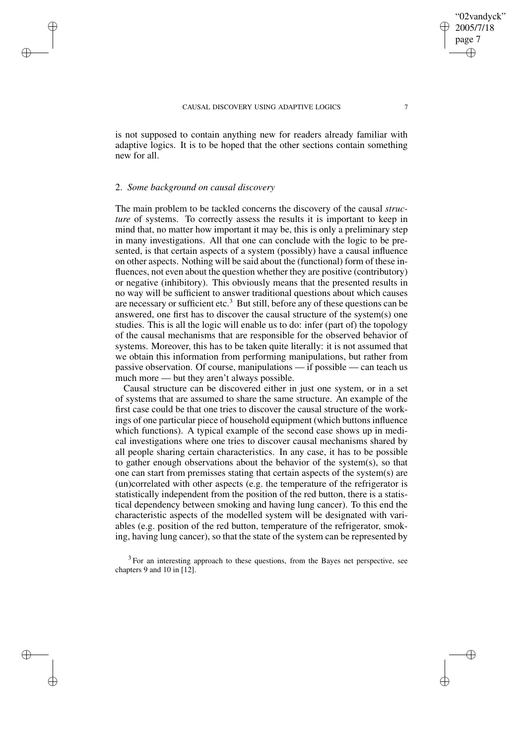is not supposed to contain anything new for readers already familiar with adaptive logics. It is to be hoped that the other sections contain something new for all.

## 2. *Some background on causal discovery*

The main problem to be tackled concerns the discovery of the causal *structure* of systems. To correctly assess the results it is important to keep in mind that, no matter how important it may be, this is only a preliminary step in many investigations. All that one can conclude with the logic to be presented, is that certain aspects of a system (possibly) have a causal influence on other aspects. Nothing will be said about the (functional) form of these influences, not even about the question whether they are positive (contributory) or negative (inhibitory). This obviously means that the presented results in no way will be sufficient to answer traditional questions about which causes are necessary or sufficient etc.[3] But still, before any of these questions can be answered, one first has to discover the causal structure of the system(s) one studies. This is all the logic will enable us to do: infer (part of) the topology of the causal mechanisms that are responsible for the observed behavior of systems. Moreover, this has to be taken quite literally: it is not assumed that we obtain this information from performing manipulations, but rather from passive observation. Of course, manipulations — if possible — can teach us much more — but they aren't always possible.

Causal structure can be discovered either in just one system, or in a set of systems that are assumed to share the same structure. An example of the first case could be that one tries to discover the causal structure of the workings of one particular piece of household equipment (which buttons influence which functions). A typical example of the second case shows up in medical investigations where one tries to discover causal mechanisms shared by all people sharing certain characteristics. In any case, it has to be possible to gather enough observations about the behavior of the system(s), so that one can start from premisses stating that certain aspects of the system(s) are (un)correlated with other aspects (e.g. the temperature of the refrigerator is statistically independent from the position of the red button, there is a statistical dependency between smoking and having lung cancer). To this end the characteristic aspects of the modelled system will be designated with variables (e.g. position of the red button, temperature of the refrigerator, smoking, having lung cancer), so that the state of the system can be represented by

[3] For an interesting approach to these questions, from the Bayes net perspective, see chapters 9 and 10 in [12].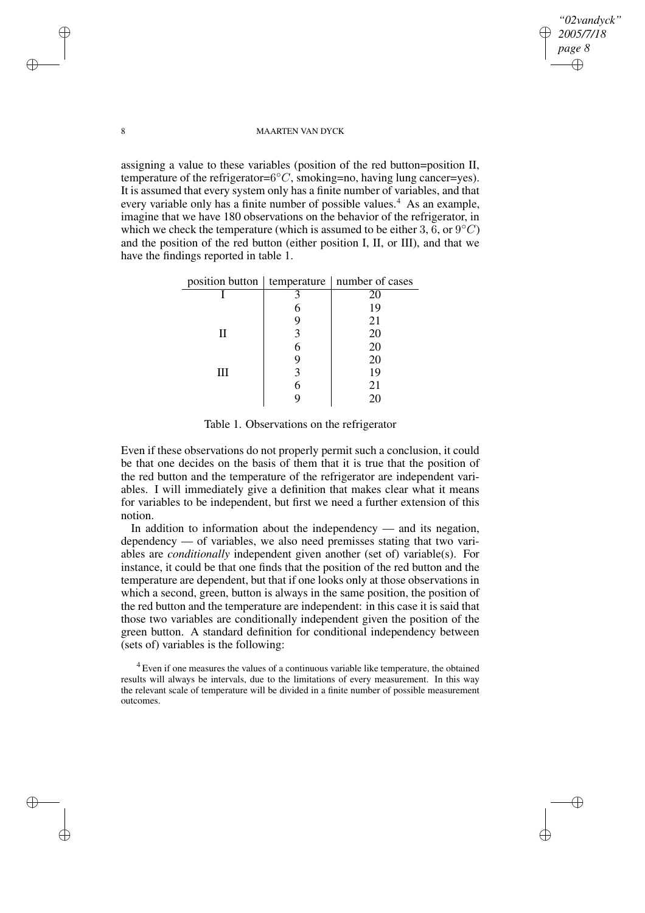assigning a value to these variables (position of the red button=position II, temperature of the refrigerator=$6^{\circ}C$, smoking=no, having lung cancer=yes). It is assumed that every system only has a finite number of variables, and that every variable only has a finite number of possible values.[4] As an example, imagine that we have 180 observations on the behavior of the refrigerator, in which we check the temperature (which is assumed to be either 3, 6, or $9^{\circ}C$) and the position of the red button (either position I, II, or III), and that we have the findings reported in table 1.

| position button | temperature | number of cases |
|---|---|---|
| I | 3 | 20 |
| | 6 | 19 |
| | 9 | 21 |
| II | 3 | 20 |
| | 6 | 20 |
| | 9 | 20 |
| III | 3 | 19 |
| | 6 | 21 |
| | 9 | 20 |

Table 1. Observations on the refrigerator

Even if these observations do not properly permit such a conclusion, it could be that one decides on the basis of them that it is true that the position of the red button and the temperature of the refrigerator are independent variables. I will immediately give a definition that makes clear what it means for variables to be independent, but first we need a further extension of this notion.

In addition to information about the independency — and its negation, dependency — of variables, we also need premisses stating that two variables are *conditionally* independent given another (set of) variable(s). For instance, it could be that one finds that the position of the red button and the temperature are dependent, but that if one looks only at those observations in which a second, green, button is always in the same position, the position of the red button and the temperature are independent: in this case it is said that those two variables are conditionally independent given the position of the green button. A standard definition for conditional independency between (sets of) variables is the following:

[4] Even if one measures the values of a continuous variable like temperature, the obtained results will always be intervals, due to the limitations of every measurement. In this way the relevant scale of temperature will be divided in a finite number of possible measurement outcomes.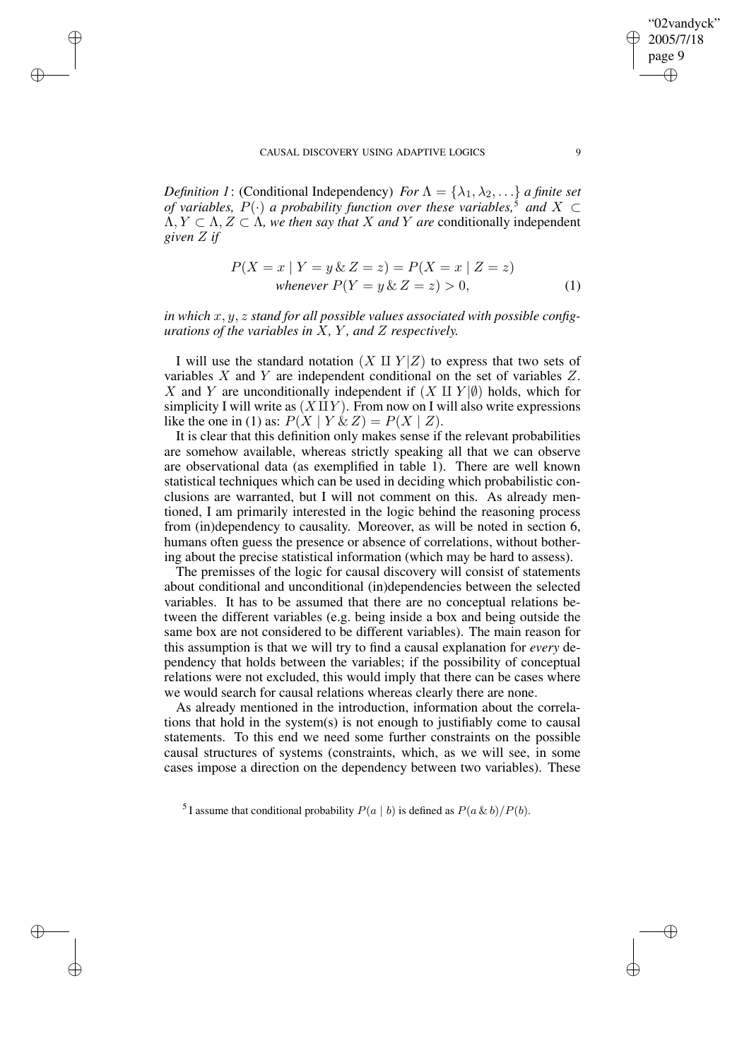*Definition 1*: (Conditional Independency) *For $\Lambda = \{\lambda_1, \lambda_2, \ldots\}$ a finite set of variables, $P(\cdot)$ a probability function over these variables,*[5] *and $X \subset \Lambda, Y \subset \Lambda, Z \subset \Lambda$, we then say that $X$ and $Y$ are* conditionally independent *given $Z$ if*

$$P(X = x \mid Y = y \,\&\, Z = z) = P(X = x \mid Z = z)$$
$$\textit{whenever } P(Y = y \,\&\, Z = z) > 0, \tag{1}$$

*in which $x, y, z$ stand for all possible values associated with possible configurations of the variables in $X$, $Y$, and $Z$ respectively.*

I will use the standard notation $(X \amalg Y|Z)$ to express that two sets of variables $X$ and $Y$ are independent conditional on the set of variables $Z$. $X$ and $Y$ are unconditionally independent if $(X \amalg Y|\emptyset)$ holds, which for simplicity I will write as $(X \amalg Y)$. From now on I will also write expressions like the one in (1) as: $P(X \mid Y \,\&\, Z) = P(X \mid Z)$.

It is clear that this definition only makes sense if the relevant probabilities are somehow available, whereas strictly speaking all that we can observe are observational data (as exemplified in table 1). There are well known statistical techniques which can be used in deciding which probabilistic conclusions are warranted, but I will not comment on this. As already mentioned, I am primarily interested in the logic behind the reasoning process from (in)dependency to causality. Moreover, as will be noted in section 6, humans often guess the presence or absence of correlations, without bothering about the precise statistical information (which may be hard to assess).

The premisses of the logic for causal discovery will consist of statements about conditional and unconditional (in)dependencies between the selected variables. It has to be assumed that there are no conceptual relations between the different variables (e.g. being inside a box and being outside the same box are not considered to be different variables). The main reason for this assumption is that we will try to find a causal explanation for *every* dependency that holds between the variables; if the possibility of conceptual relations were not excluded, this would imply that there can be cases where we would search for causal relations whereas clearly there are none.

As already mentioned in the introduction, information about the correlations that hold in the system(s) is not enough to justifiably come to causal statements. To this end we need some further constraints on the possible causal structures of systems (constraints, which, as we will see, in some cases impose a direction on the dependency between two variables). These

[5] I assume that conditional probability $P(a \mid b)$ is defined as $P(a \,\&\, b)/P(b)$.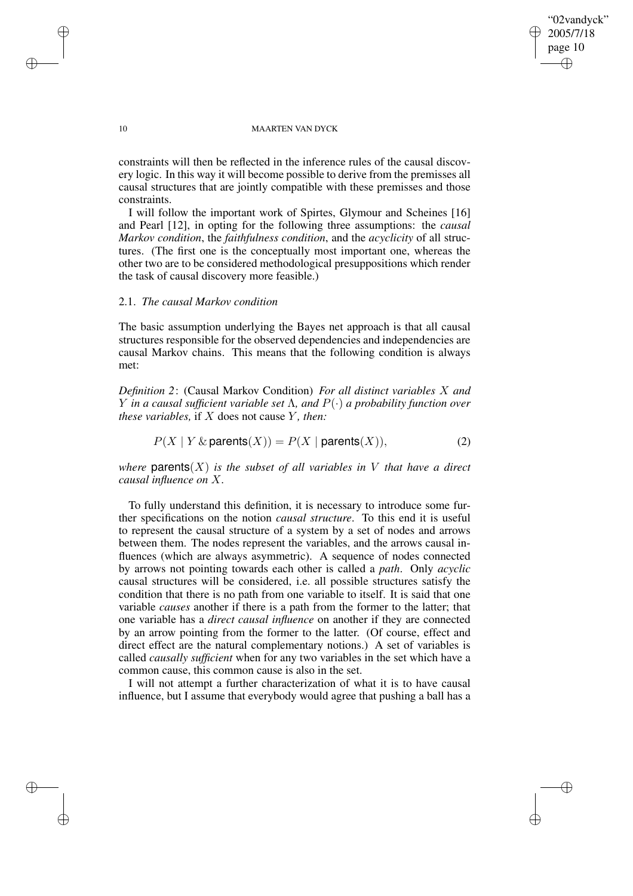constraints will then be reflected in the inference rules of the causal discovery logic. In this way it will become possible to derive from the premisses all causal structures that are jointly compatible with these premisses and those constraints.

I will follow the important work of Spirtes, Glymour and Scheines [16] and Pearl [12], in opting for the following three assumptions: the *causal Markov condition*, the *faithfulness condition*, and the *acyclicity* of all structures. (The first one is the conceptually most important one, whereas the other two are to be considered methodological presuppositions which render the task of causal discovery more feasible.)

### 2.1. *The causal Markov condition*

The basic assumption underlying the Bayes net approach is that all causal structures responsible for the observed dependencies and independencies are causal Markov chains. This means that the following condition is always met:

*Definition 2*: (Causal Markov Condition) *For all distinct variables $X$ and $Y$ in a causal sufficient variable set $\Lambda$, and $P(\cdot)$ a probability function over these variables,* if $X$ does not cause $Y$*, then:*

$$P(X \mid Y \,\&\, \mathsf{parents}(X)) = P(X \mid \mathsf{parents}(X)), \tag{2}$$

*where* $\mathsf{parents}(X)$ *is the subset of all variables in $V$ that have a direct causal influence on $X$.*

To fully understand this definition, it is necessary to introduce some further specifications on the notion *causal structure*. To this end it is useful to represent the causal structure of a system by a set of nodes and arrows between them. The nodes represent the variables, and the arrows causal influences (which are always asymmetric). A sequence of nodes connected by arrows not pointing towards each other is called a *path*. Only *acyclic* causal structures will be considered, i.e. all possible structures satisfy the condition that there is no path from one variable to itself. It is said that one variable *causes* another if there is a path from the former to the latter; that one variable has a *direct causal influence* on another if they are connected by an arrow pointing from the former to the latter. (Of course, effect and direct effect are the natural complementary notions.) A set of variables is called *causally sufficient* when for any two variables in the set which have a common cause, this common cause is also in the set.

I will not attempt a further characterization of what it is to have causal influence, but I assume that everybody would agree that pushing a ball has a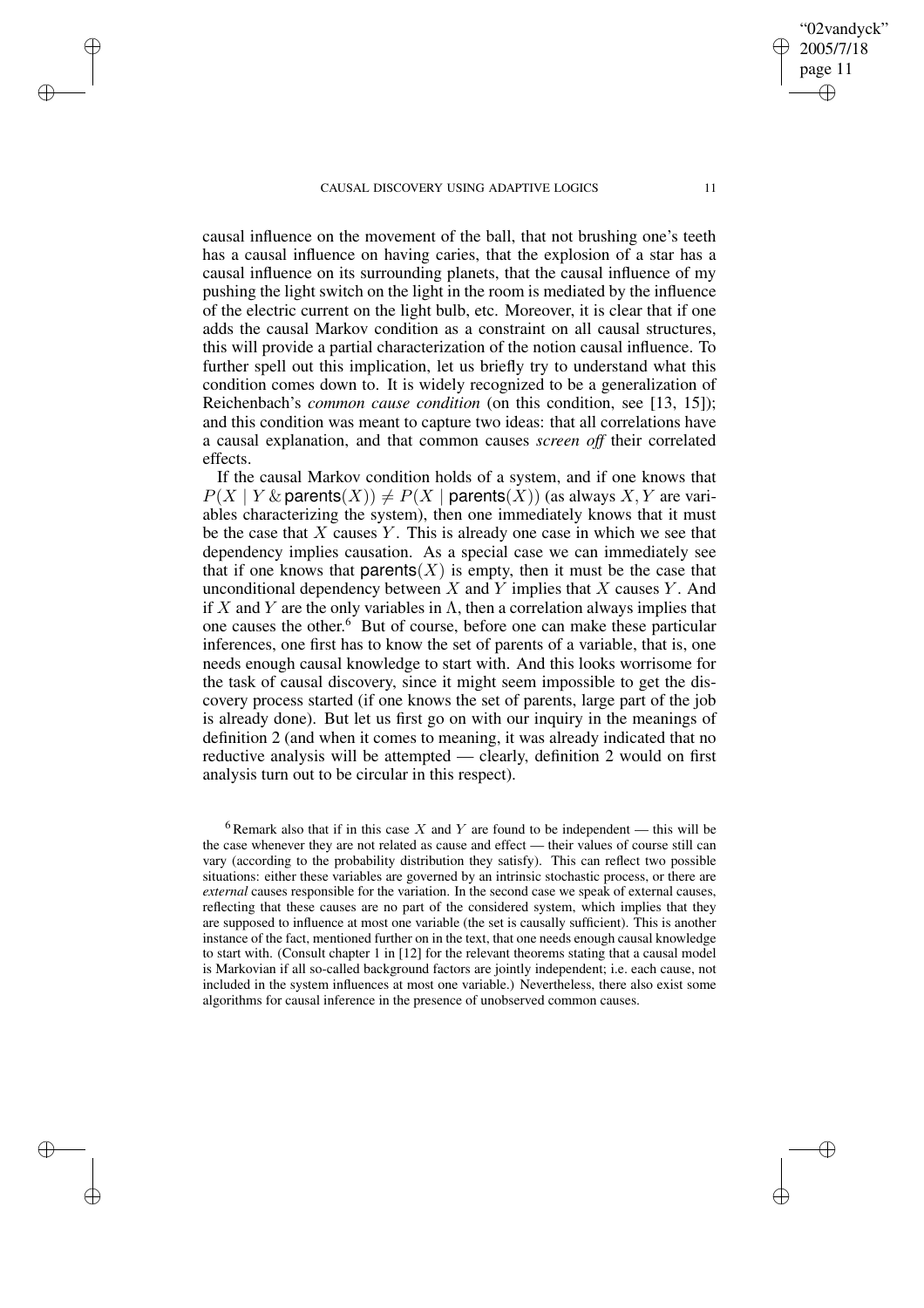causal influence on the movement of the ball, that not brushing one's teeth has a causal influence on having caries, that the explosion of a star has a causal influence on its surrounding planets, that the causal influence of my pushing the light switch on the light in the room is mediated by the influence of the electric current on the light bulb, etc. Moreover, it is clear that if one adds the causal Markov condition as a constraint on all causal structures, this will provide a partial characterization of the notion causal influence. To further spell out this implication, let us briefly try to understand what this condition comes down to. It is widely recognized to be a generalization of Reichenbach's *common cause condition* (on this condition, see [13, 15]); and this condition was meant to capture two ideas: that all correlations have a causal explanation, and that common causes *screen off* their correlated effects.

If the causal Markov condition holds of a system, and if one knows that $P(X \mid Y \,\&\, \mathsf{parents}(X)) \neq P(X \mid \mathsf{parents}(X))$ (as always $X, Y$ are variables characterizing the system), then one immediately knows that it must be the case that $X$ causes $Y$. This is already one case in which we see that dependency implies causation. As a special case we can immediately see that if one knows that $\mathsf{parents}(X)$ is empty, then it must be the case that unconditional dependency between $X$ and $Y$ implies that $X$ causes $Y$. And if $X$ and $Y$ are the only variables in $\Lambda$, then a correlation always implies that one causes the other.[6] But of course, before one can make these particular inferences, one first has to know the set of parents of a variable, that is, one needs enough causal knowledge to start with. And this looks worrisome for the task of causal discovery, since it might seem impossible to get the discovery process started (if one knows the set of parents, large part of the job is already done). But let us first go on with our inquiry in the meanings of definition 2 (and when it comes to meaning, it was already indicated that no reductive analysis will be attempted — clearly, definition 2 would on first analysis turn out to be circular in this respect).

[6] Remark also that if in this case $X$ and $Y$ are found to be independent — this will be the case whenever they are not related as cause and effect — their values of course still can vary (according to the probability distribution they satisfy). This can reflect two possible situations: either these variables are governed by an intrinsic stochastic process, or there are *external* causes responsible for the variation. In the second case we speak of external causes, reflecting that these causes are no part of the considered system, which implies that they are supposed to influence at most one variable (the set is causally sufficient). This is another instance of the fact, mentioned further on in the text, that one needs enough causal knowledge to start with. (Consult chapter 1 in [12] for the relevant theorems stating that a causal model is Markovian if all so-called background factors are jointly independent; i.e. each cause, not included in the system influences at most one variable.) Nevertheless, there also exist some algorithms for causal inference in the presence of unobserved common causes.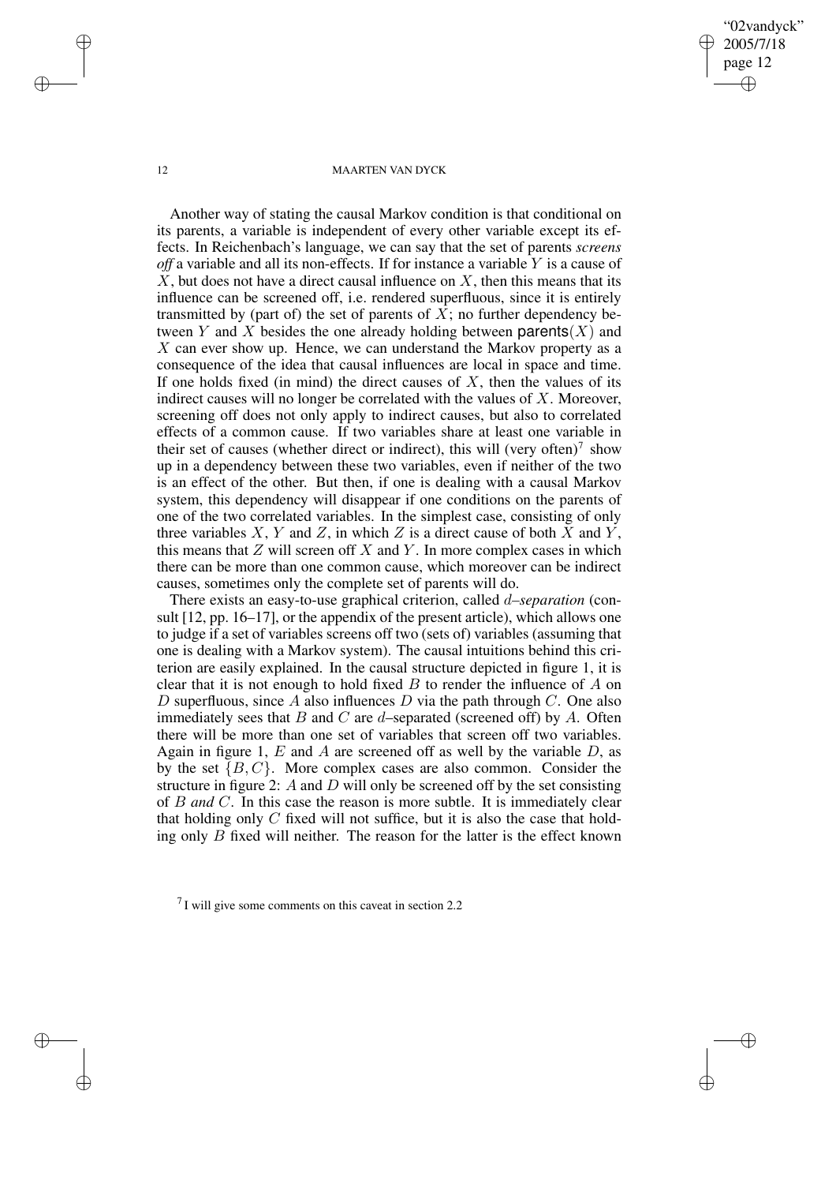Another way of stating the causal Markov condition is that conditional on its parents, a variable is independent of every other variable except its effects. In Reichenbach's language, we can say that the set of parents *screens off* a variable and all its non-effects. If for instance a variable $Y$ is a cause of $X$, but does not have a direct causal influence on $X$, then this means that its influence can be screened off, i.e. rendered superfluous, since it is entirely transmitted by (part of) the set of parents of $X$; no further dependency between $Y$ and $X$ besides the one already holding between $\mathsf{parents}(X)$ and $X$ can ever show up. Hence, we can understand the Markov property as a consequence of the idea that causal influences are local in space and time. If one holds fixed (in mind) the direct causes of $X$, then the values of its indirect causes will no longer be correlated with the values of $X$. Moreover, screening off does not only apply to indirect causes, but also to correlated effects of a common cause. If two variables share at least one variable in their set of causes (whether direct or indirect), this will (very often)[7] show up in a dependency between these two variables, even if neither of the two is an effect of the other. But then, if one is dealing with a causal Markov system, this dependency will disappear if one conditions on the parents of one of the two correlated variables. In the simplest case, consisting of only three variables $X$, $Y$ and $Z$, in which $Z$ is a direct cause of both $X$ and $Y$, this means that $Z$ will screen off $X$ and $Y$. In more complex cases in which there can be more than one common cause, which moreover can be indirect causes, sometimes only the complete set of parents will do.

There exists an easy-to-use graphical criterion, called $d$–*separation* (consult [12, pp. 16–17], or the appendix of the present article), which allows one to judge if a set of variables screens off two (sets of) variables (assuming that one is dealing with a Markov system). The causal intuitions behind this criterion are easily explained. In the causal structure depicted in figure 1, it is clear that it is not enough to hold fixed $B$ to render the influence of $A$ on $D$ superfluous, since $A$ also influences $D$ via the path through $C$. One also immediately sees that $B$ and $C$ are $d$–separated (screened off) by $A$. Often there will be more than one set of variables that screen off two variables. Again in figure 1, $E$ and $A$ are screened off as well by the variable $D$, as by the set $\{B, C\}$. More complex cases are also common. Consider the structure in figure 2: $A$ and $D$ will only be screened off by the set consisting of $B$ *and* $C$. In this case the reason is more subtle. It is immediately clear that holding only $C$ fixed will not suffice, but it is also the case that holding only $B$ fixed will neither. The reason for the latter is the effect known

[7] I will give some comments on this caveat in section 2.2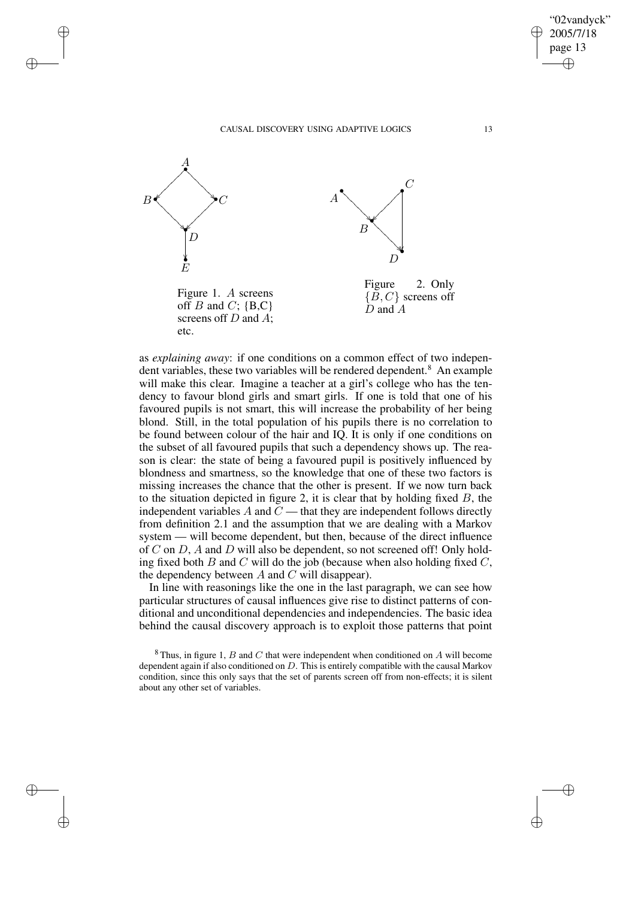Figure 1. $A$ screens off $B$ and $C$; {B,C} screens off $D$ and $A$; etc.

Figure 2. Only $\{B, C\}$ screens off $D$ and $A$

as *explaining away*: if one conditions on a common effect of two independent variables, these two variables will be rendered dependent.[8] An example will make this clear. Imagine a teacher at a girl's college who has the tendency to favour blond girls and smart girls. If one is told that one of his favoured pupils is not smart, this will increase the probability of her being blond. Still, in the total population of his pupils there is no correlation to be found between colour of the hair and IQ. It is only if one conditions on the subset of all favoured pupils that such a dependency shows up. The reason is clear: the state of being a favoured pupil is positively influenced by blondness and smartness, so the knowledge that one of these two factors is missing increases the chance that the other is present. If we now turn back to the situation depicted in figure 2, it is clear that by holding fixed $B$, the independent variables $A$ and $C$ — that they are independent follows directly from definition 2.1 and the assumption that we are dealing with a Markov system — will become dependent, but then, because of the direct influence of $C$ on $D$, $A$ and $D$ will also be dependent, so not screened off! Only holding fixed both $B$ and $C$ will do the job (because when also holding fixed $C$, the dependency between $A$ and $C$ will disappear).

In line with reasonings like the one in the last paragraph, we can see how particular structures of causal influences give rise to distinct patterns of conditional and unconditional dependencies and independencies. The basic idea behind the causal discovery approach is to exploit those patterns that point

[8] Thus, in figure 1, $B$ and $C$ that were independent when conditioned on $A$ will become dependent again if also conditioned on $D$. This is entirely compatible with the causal Markov condition, since this only says that the set of parents screen off from non-effects; it is silent about any other set of variables.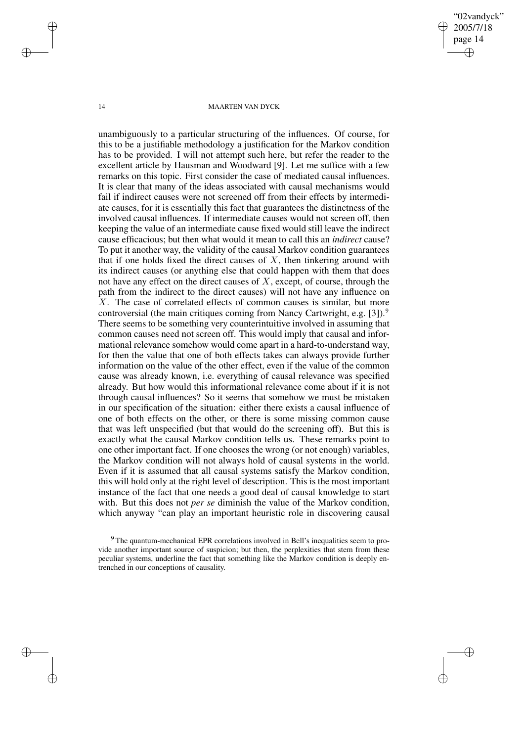unambiguously to a particular structuring of the influences. Of course, for this to be a justifiable methodology a justification for the Markov condition has to be provided. I will not attempt such here, but refer the reader to the excellent article by Hausman and Woodward [9]. Let me suffice with a few remarks on this topic. First consider the case of mediated causal influences. It is clear that many of the ideas associated with causal mechanisms would fail if indirect causes were not screened off from their effects by intermediate causes, for it is essentially this fact that guarantees the distinctness of the involved causal influences. If intermediate causes would not screen off, then keeping the value of an intermediate cause fixed would still leave the indirect cause efficacious; but then what would it mean to call this an *indirect* cause? To put it another way, the validity of the causal Markov condition guarantees that if one holds fixed the direct causes of $X$, then tinkering around with its indirect causes (or anything else that could happen with them that does not have any effect on the direct causes of $X$, except, of course, through the path from the indirect to the direct causes) will not have any influence on $X$. The case of correlated effects of common causes is similar, but more controversial (the main critiques coming from Nancy Cartwright, e.g. [3]).[9] There seems to be something very counterintuitive involved in assuming that common causes need not screen off. This would imply that causal and informational relevance somehow would come apart in a hard-to-understand way, for then the value that one of both effects takes can always provide further information on the value of the other effect, even if the value of the common cause was already known, i.e. everything of causal relevance was specified already. But how would this informational relevance come about if it is not through causal influences? So it seems that somehow we must be mistaken in our specification of the situation: either there exists a causal influence of one of both effects on the other, or there is some missing common cause that was left unspecified (but that would do the screening off). But this is exactly what the causal Markov condition tells us. These remarks point to one other important fact. If one chooses the wrong (or not enough) variables, the Markov condition will not always hold of causal systems in the world. Even if it is assumed that all causal systems satisfy the Markov condition, this will hold only at the right level of description. This is the most important instance of the fact that one needs a good deal of causal knowledge to start with. But this does not *per se* diminish the value of the Markov condition, which anyway "can play an important heuristic role in discovering causal

[9] The quantum-mechanical EPR correlations involved in Bell's inequalities seem to provide another important source of suspicion; but then, the perplexities that stem from these peculiar systems, underline the fact that something like the Markov condition is deeply entrenched in our conceptions of causality.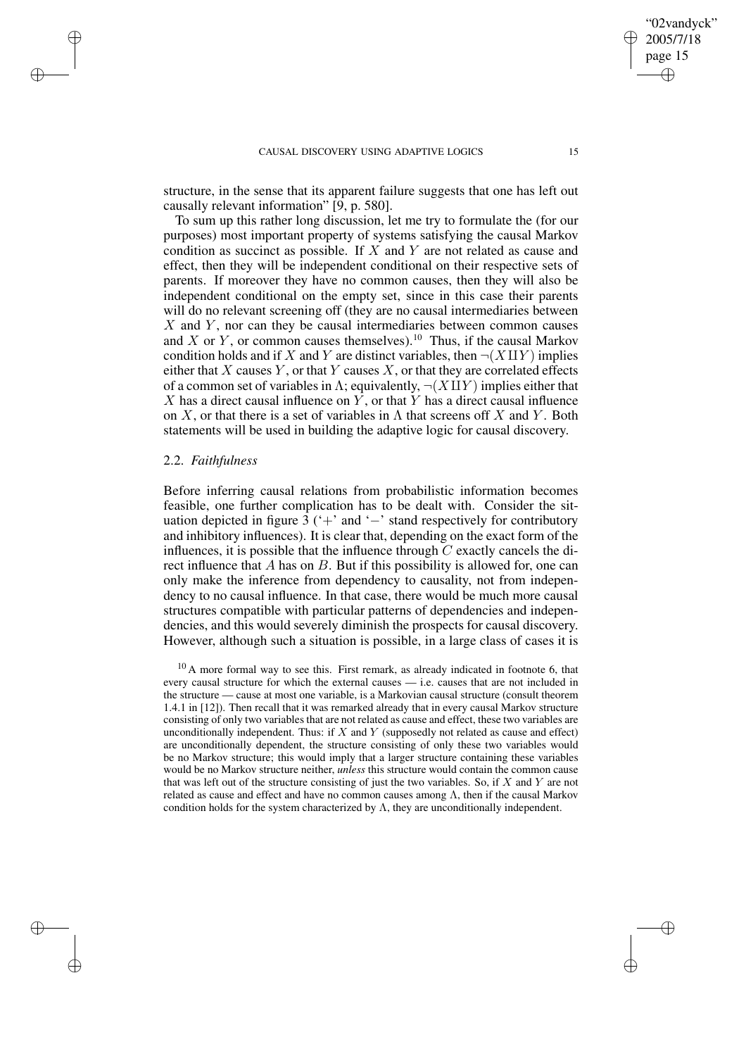structure, in the sense that its apparent failure suggests that one has left out causally relevant information" [9, p. 580].

To sum up this rather long discussion, let me try to formulate the (for our purposes) most important property of systems satisfying the causal Markov condition as succinct as possible. If $X$ and $Y$ are not related as cause and effect, then they will be independent conditional on their respective sets of parents. If moreover they have no common causes, then they will also be independent conditional on the empty set, since in this case their parents will do no relevant screening off (they are no causal intermediaries between $X$ and $Y$, nor can they be causal intermediaries between common causes and $X$ or $Y$, or common causes themselves).[10] Thus, if the causal Markov condition holds and if $X$ and $Y$ are distinct variables, then $\neg(X \amalg Y)$ implies either that $X$ causes $Y$, or that $Y$ causes $X$, or that they are correlated effects of a common set of variables in $\Lambda$; equivalently, $\neg(X \amalg Y)$ implies either that $X$ has a direct causal influence on $Y$, or that $Y$ has a direct causal influence on $X$, or that there is a set of variables in $\Lambda$ that screens off $X$ and $Y$. Both statements will be used in building the adaptive logic for causal discovery.

### 2.2. *Faithfulness*

Before inferring causal relations from probabilistic information becomes feasible, one further complication has to be dealt with. Consider the situation depicted in figure 3 ('+' and '−' stand respectively for contributory and inhibitory influences). It is clear that, depending on the exact form of the influences, it is possible that the influence through $C$ exactly cancels the direct influence that $A$ has on $B$. But if this possibility is allowed for, one can only make the inference from dependency to causality, not from independency to no causal influence. In that case, there would be much more causal structures compatible with particular patterns of dependencies and independencies, and this would severely diminish the prospects for causal discovery. However, although such a situation is possible, in a large class of cases it is

[10] A more formal way to see this. First remark, as already indicated in footnote 6, that every causal structure for which the external causes — i.e. causes that are not included in the structure — cause at most one variable, is a Markovian causal structure (consult theorem 1.4.1 in [12]). Then recall that it was remarked already that in every causal Markov structure consisting of only two variables that are not related as cause and effect, these two variables are unconditionally independent. Thus: if $X$ and $Y$ (supposedly not related as cause and effect) are unconditionally dependent, the structure consisting of only these two variables would be no Markov structure; this would imply that a larger structure containing these variables would be no Markov structure neither, *unless* this structure would contain the common cause that was left out of the structure consisting of just the two variables. So, if $X$ and $Y$ are not related as cause and effect and have no common causes among $\Lambda$, then if the causal Markov condition holds for the system characterized by $\Lambda$, they are unconditionally independent.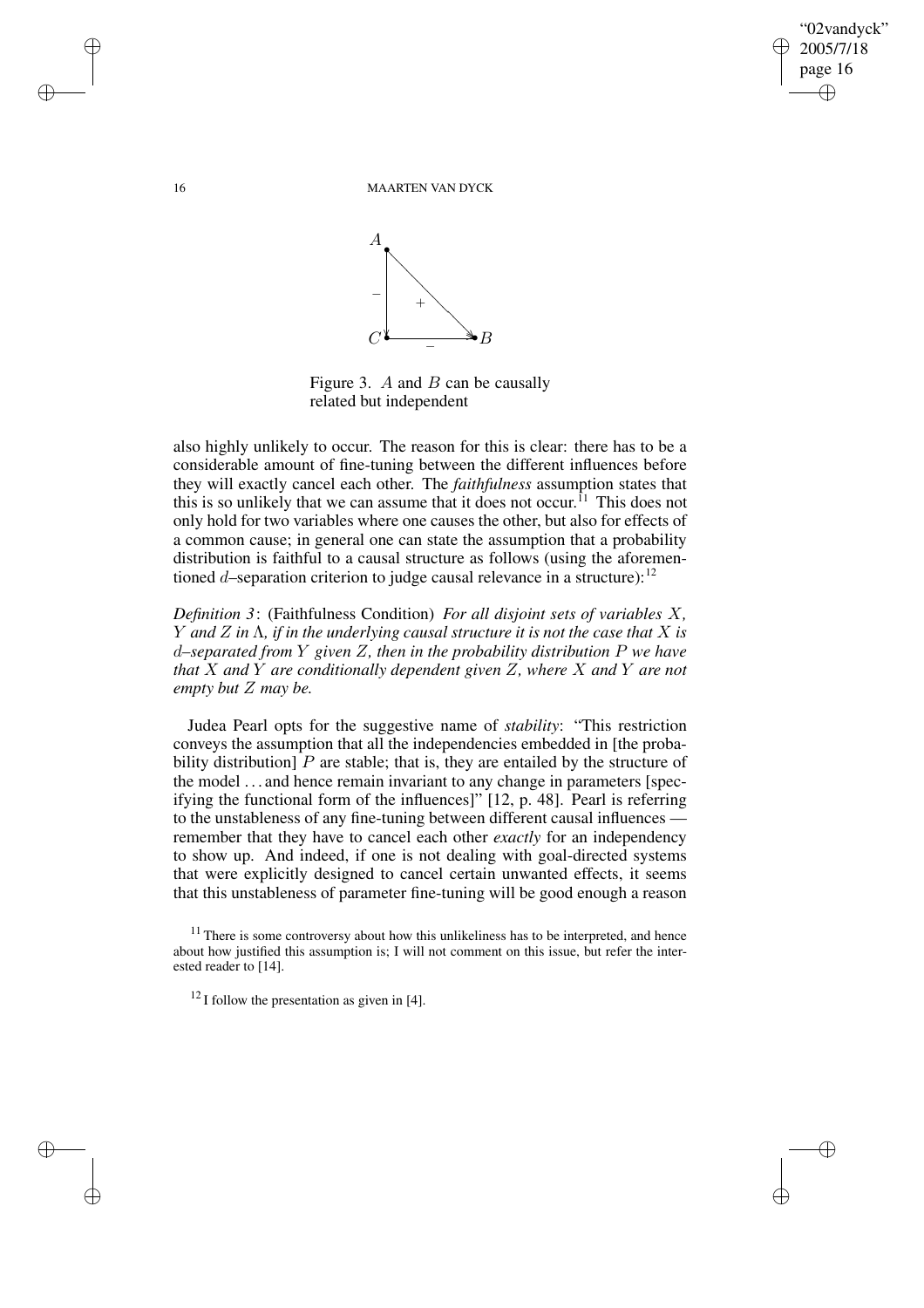Figure 3. $A$ and $B$ can be causally related but independent

also highly unlikely to occur. The reason for this is clear: there has to be a considerable amount of fine-tuning between the different influences before they will exactly cancel each other. The *faithfulness* assumption states that this is so unlikely that we can assume that it does not occur.[11] This does not only hold for two variables where one causes the other, but also for effects of a common cause; in general one can state the assumption that a probability distribution is faithful to a causal structure as follows (using the aforementioned $d$–separation criterion to judge causal relevance in a structure):[12]

*Definition 3*: (Faithfulness Condition) *For all disjoint sets of variables $X$, $Y$ and $Z$ in $\Lambda$, if in the underlying causal structure it is not the case that $X$ is $d$–separated from $Y$ given $Z$, then in the probability distribution $P$ we have that $X$ and $Y$ are conditionally dependent given $Z$, where $X$ and $Y$ are not empty but $Z$ may be.*

Judea Pearl opts for the suggestive name of *stability*: "This restriction conveys the assumption that all the independencies embedded in [the probability distribution] $P$ are stable; that is, they are entailed by the structure of the model ... and hence remain invariant to any change in parameters [specifying the functional form of the influences]" [12, p. 48]. Pearl is referring to the unstableness of any fine-tuning between different causal influences — remember that they have to cancel each other *exactly* for an independency to show up. And indeed, if one is not dealing with goal-directed systems that were explicitly designed to cancel certain unwanted effects, it seems that this unstableness of parameter fine-tuning will be good enough a reason

[11] There is some controversy about how this unlikeliness has to be interpreted, and hence about how justified this assumption is; I will not comment on this issue, but refer the interested reader to [14].

[12] I follow the presentation as given in [4].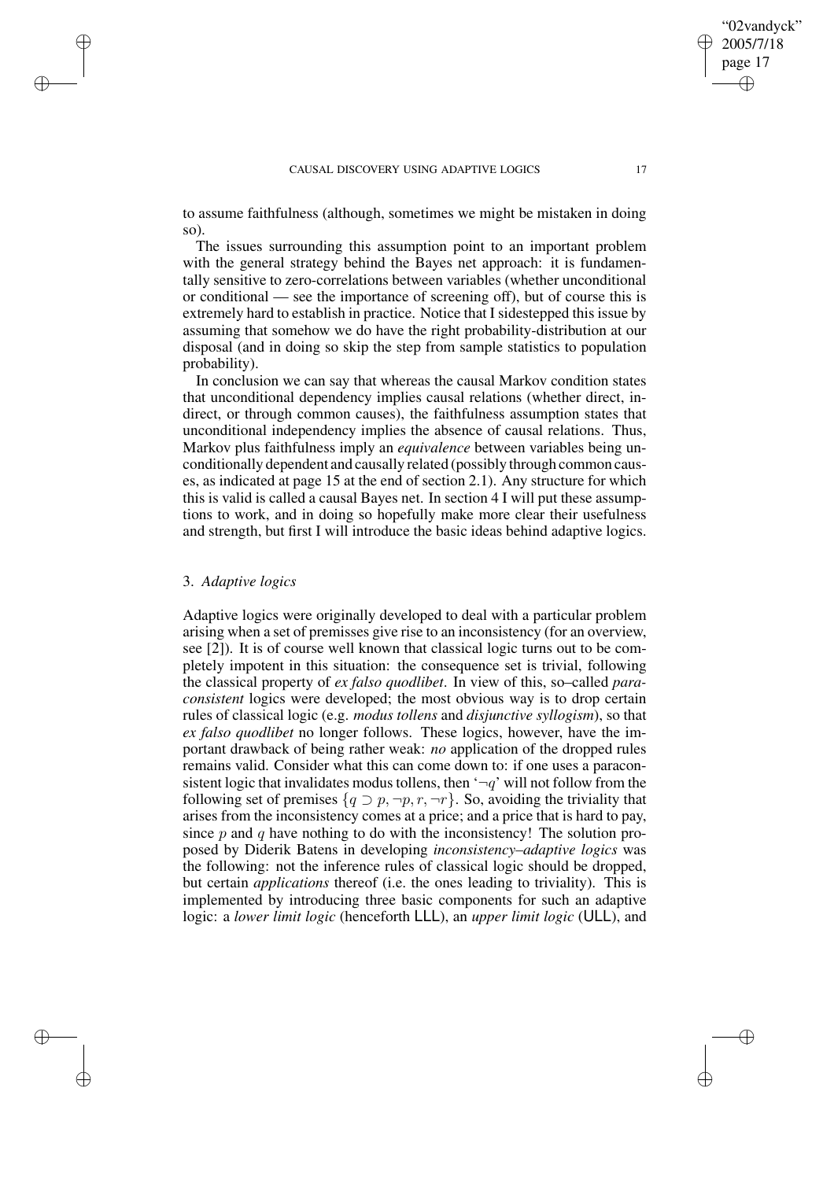to assume faithfulness (although, sometimes we might be mistaken in doing so).

The issues surrounding this assumption point to an important problem with the general strategy behind the Bayes net approach: it is fundamentally sensitive to zero-correlations between variables (whether unconditional or conditional — see the importance of screening off), but of course this is extremely hard to establish in practice. Notice that I sidestepped this issue by assuming that somehow we do have the right probability-distribution at our disposal (and in doing so skip the step from sample statistics to population probability).

In conclusion we can say that whereas the causal Markov condition states that unconditional dependency implies causal relations (whether direct, indirect, or through common causes), the faithfulness assumption states that unconditional independency implies the absence of causal relations. Thus, Markov plus faithfulness imply an *equivalence* between variables being unconditionally dependent and causally related (possibly through common causes, as indicated at page 15 at the end of section 2.1). Any structure for which this is valid is called a causal Bayes net. In section 4 I will put these assumptions to work, and in doing so hopefully make more clear their usefulness and strength, but first I will introduce the basic ideas behind adaptive logics.

## 3. *Adaptive logics*

Adaptive logics were originally developed to deal with a particular problem arising when a set of premisses give rise to an inconsistency (for an overview, see [2]). It is of course well known that classical logic turns out to be completely impotent in this situation: the consequence set is trivial, following the classical property of *ex falso quodlibet*. In view of this, so–called *paraconsistent* logics were developed; the most obvious way is to drop certain rules of classical logic (e.g. *modus tollens* and *disjunctive syllogism*), so that *ex falso quodlibet* no longer follows. These logics, however, have the important drawback of being rather weak: *no* application of the dropped rules remains valid. Consider what this can come down to: if one uses a paraconsistent logic that invalidates modus tollens, then '$\neg q$' will not follow from the following set of premises $\{q \supset p, \neg p, r, \neg r\}$. So, avoiding the triviality that arises from the inconsistency comes at a price; and a price that is hard to pay, since $p$ and $q$ have nothing to do with the inconsistency! The solution proposed by Diderik Batens in developing *inconsistency–adaptive logics* was the following: not the inference rules of classical logic should be dropped, but certain *applications* thereof (i.e. the ones leading to triviality). This is implemented by introducing three basic components for such an adaptive logic: a *lower limit logic* (henceforth LLL), an *upper limit logic* (ULL), and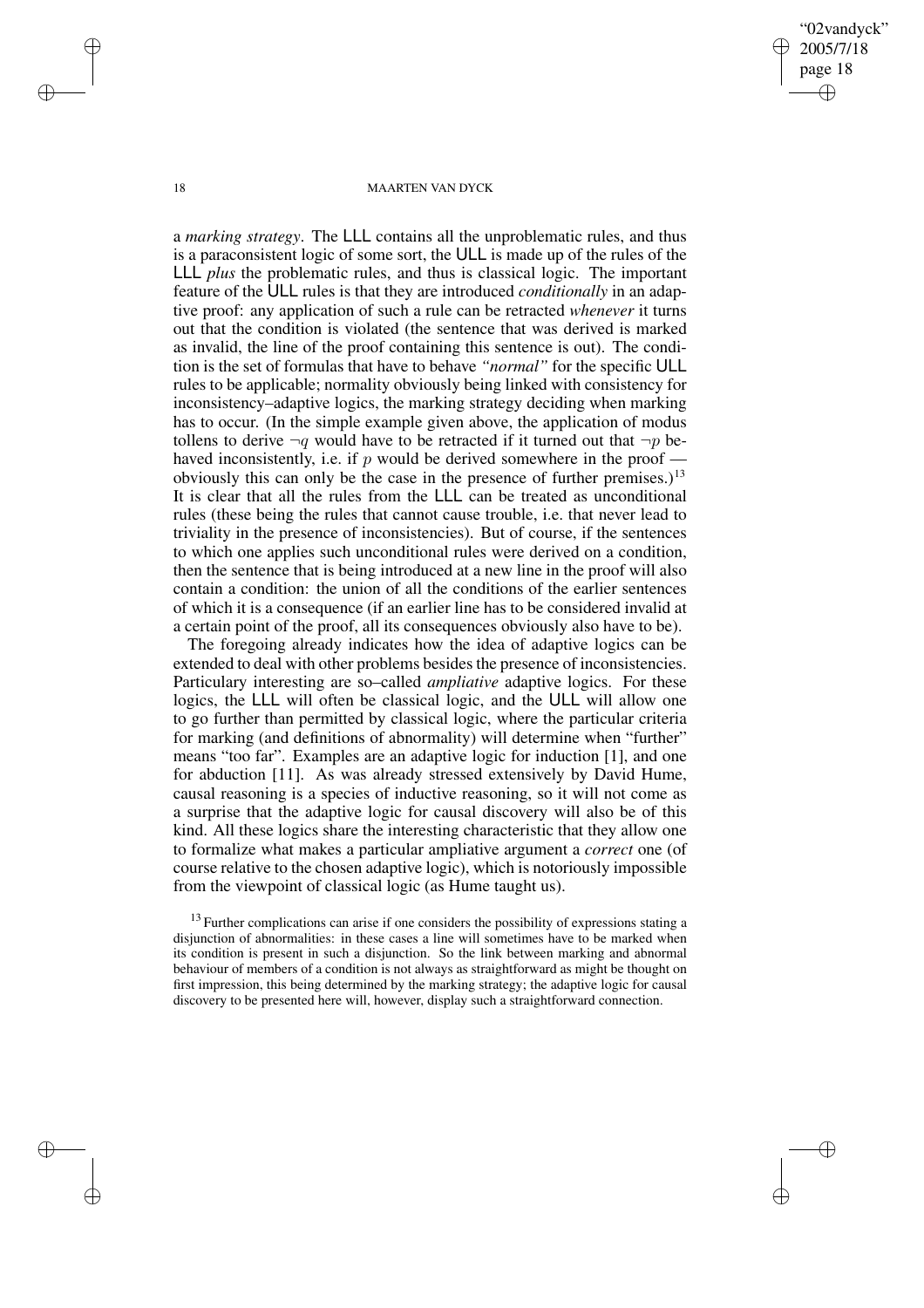a *marking strategy*. The LLL contains all the unproblematic rules, and thus is a paraconsistent logic of some sort, the ULL is made up of the rules of the LLL *plus* the problematic rules, and thus is classical logic. The important feature of the ULL rules is that they are introduced *conditionally* in an adaptive proof: any application of such a rule can be retracted *whenever* it turns out that the condition is violated (the sentence that was derived is marked as invalid, the line of the proof containing this sentence is out). The condition is the set of formulas that have to behave *"normal"* for the specific ULL rules to be applicable; normality obviously being linked with consistency for inconsistency–adaptive logics, the marking strategy deciding when marking has to occur. (In the simple example given above, the application of modus tollens to derive $\neg q$ would have to be retracted if it turned out that $\neg p$ behaved inconsistently, i.e. if $p$ would be derived somewhere in the proof — obviously this can only be the case in the presence of further premises.)[13] It is clear that all the rules from the LLL can be treated as unconditional rules (these being the rules that cannot cause trouble, i.e. that never lead to triviality in the presence of inconsistencies). But of course, if the sentences to which one applies such unconditional rules were derived on a condition, then the sentence that is being introduced at a new line in the proof will also contain a condition: the union of all the conditions of the earlier sentences of which it is a consequence (if an earlier line has to be considered invalid at a certain point of the proof, all its consequences obviously also have to be).

The foregoing already indicates how the idea of adaptive logics can be extended to deal with other problems besides the presence of inconsistencies. Particulary interesting are so–called *ampliative* adaptive logics. For these logics, the LLL will often be classical logic, and the ULL will allow one to go further than permitted by classical logic, where the particular criteria for marking (and definitions of abnormality) will determine when "further" means "too far". Examples are an adaptive logic for induction [1], and one for abduction [11]. As was already stressed extensively by David Hume, causal reasoning is a species of inductive reasoning, so it will not come as a surprise that the adaptive logic for causal discovery will also be of this kind. All these logics share the interesting characteristic that they allow one to formalize what makes a particular ampliative argument a *correct* one (of course relative to the chosen adaptive logic), which is notoriously impossible from the viewpoint of classical logic (as Hume taught us).

[13] Further complications can arise if one considers the possibility of expressions stating a disjunction of abnormalities: in these cases a line will sometimes have to be marked when its condition is present in such a disjunction. So the link between marking and abnormal behaviour of members of a condition is not always as straightforward as might be thought on first impression, this being determined by the marking strategy; the adaptive logic for causal discovery to be presented here will, however, display such a straightforward connection.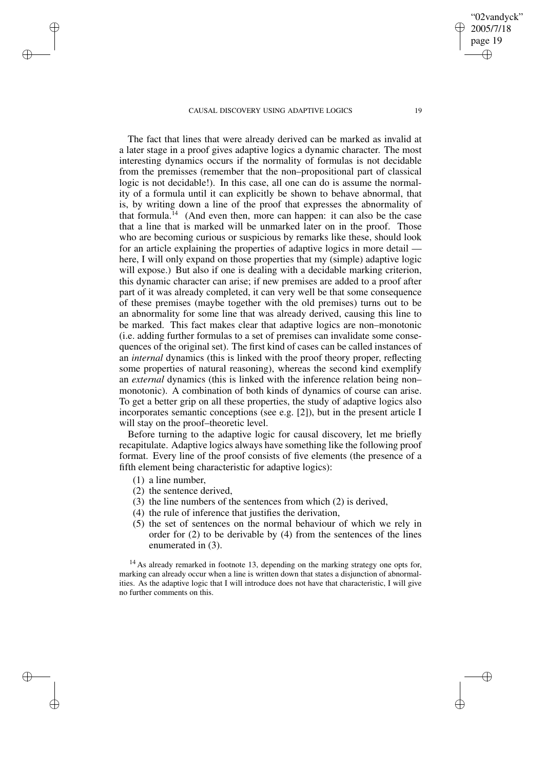The fact that lines that were already derived can be marked as invalid at a later stage in a proof gives adaptive logics a dynamic character. The most interesting dynamics occurs if the normality of formulas is not decidable from the premisses (remember that the non–propositional part of classical logic is not decidable!). In this case, all one can do is assume the normality of a formula until it can explicitly be shown to behave abnormal, that is, by writing down a line of the proof that expresses the abnormality of that formula.[14] (And even then, more can happen: it can also be the case that a line that is marked will be unmarked later on in the proof. Those who are becoming curious or suspicious by remarks like these, should look for an article explaining the properties of adaptive logics in more detail — here, I will only expand on those properties that my (simple) adaptive logic will expose.) But also if one is dealing with a decidable marking criterion, this dynamic character can arise; if new premises are added to a proof after part of it was already completed, it can very well be that some consequence of these premises (maybe together with the old premises) turns out to be an abnormality for some line that was already derived, causing this line to be marked. This fact makes clear that adaptive logics are non–monotonic (i.e. adding further formulas to a set of premises can invalidate some consequences of the original set). The first kind of cases can be called instances of an *internal* dynamics (this is linked with the proof theory proper, reflecting some properties of natural reasoning), whereas the second kind exemplify an *external* dynamics (this is linked with the inference relation being non–monotonic). A combination of both kinds of dynamics of course can arise. To get a better grip on all these properties, the study of adaptive logics also incorporates semantic conceptions (see e.g. [2]), but in the present article I will stay on the proof–theoretic level.

Before turning to the adaptive logic for causal discovery, let me briefly recapitulate. Adaptive logics always have something like the following proof format. Every line of the proof consists of five elements (the presence of a fifth element being characteristic for adaptive logics):

(1) a line number,
(2) the sentence derived,
(3) the line numbers of the sentences from which (2) is derived,
(4) the rule of inference that justifies the derivation,
(5) the set of sentences on the normal behaviour of which we rely in order for (2) to be derivable by (4) from the sentences of the lines enumerated in (3).

[14] As already remarked in footnote 13, depending on the marking strategy one opts for, marking can already occur when a line is written down that states a disjunction of abnormalities. As the adaptive logic that I will introduce does not have that characteristic, I will give no further comments on this.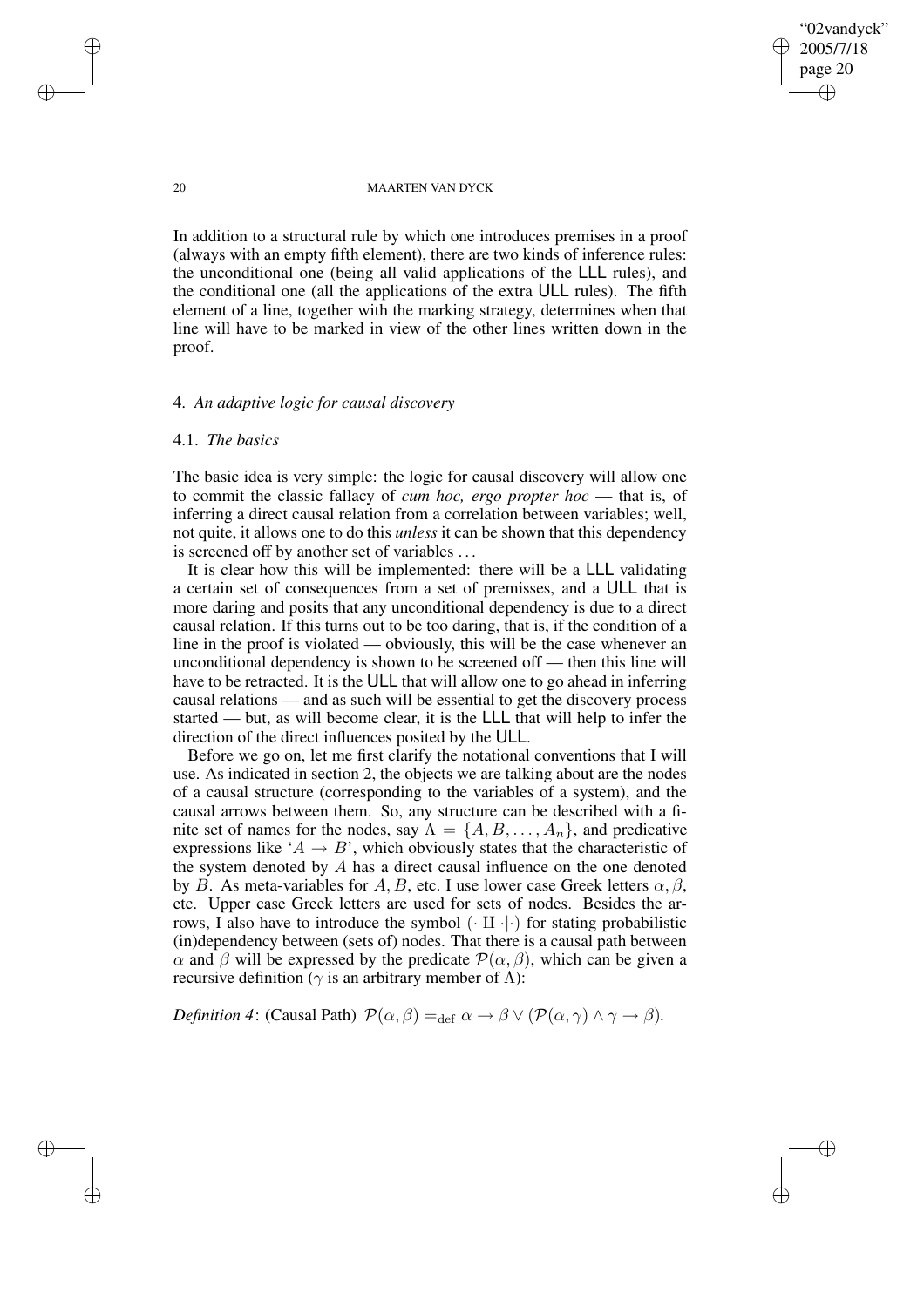In addition to a structural rule by which one introduces premises in a proof (always with an empty fifth element), there are two kinds of inference rules: the unconditional one (being all valid applications of the LLL rules), and the conditional one (all the applications of the extra ULL rules). The fifth element of a line, together with the marking strategy, determines when that line will have to be marked in view of the other lines written down in the proof.

## 4. *An adaptive logic for causal discovery*

### 4.1. *The basics*

The basic idea is very simple: the logic for causal discovery will allow one to commit the classic fallacy of *cum hoc, ergo propter hoc* — that is, of inferring a direct causal relation from a correlation between variables; well, not quite, it allows one to do this *unless* it can be shown that this dependency is screened off by another set of variables ...

It is clear how this will be implemented: there will be a LLL validating a certain set of consequences from a set of premisses, and a ULL that is more daring and posits that any unconditional dependency is due to a direct causal relation. If this turns out to be too daring, that is, if the condition of a line in the proof is violated — obviously, this will be the case whenever an unconditional dependency is shown to be screened off — then this line will have to be retracted. It is the ULL that will allow one to go ahead in inferring causal relations — and as such will be essential to get the discovery process started — but, as will become clear, it is the LLL that will help to infer the direction of the direct influences posited by the ULL.

Before we go on, let me first clarify the notational conventions that I will use. As indicated in section 2, the objects we are talking about are the nodes of a causal structure (corresponding to the variables of a system), and the causal arrows between them. So, any structure can be described with a finite set of names for the nodes, say $\Lambda = \{A, B, \ldots, A_n\}$, and predicative expressions like '$A \to B$', which obviously states that the characteristic of the system denoted by $A$ has a direct causal influence on the one denoted by $B$. As meta-variables for $A, B$, etc. I use lower case Greek letters $\alpha, \beta$, etc. Upper case Greek letters are used for sets of nodes. Besides the arrows, I also have to introduce the symbol $(\cdot \amalg \cdot | \cdot)$ for stating probabilistic (in)dependency between (sets of) nodes. That there is a causal path between $\alpha$ and $\beta$ will be expressed by the predicate $\mathcal{P}(\alpha, \beta)$, which can be given a recursive definition ($\gamma$ is an arbitrary member of $\Lambda$):

*Definition 4*: (Causal Path) $\mathcal{P}(\alpha, \beta) =_{\text{def}} \alpha \to \beta \vee (\mathcal{P}(\alpha, \gamma) \wedge \gamma \to \beta)$.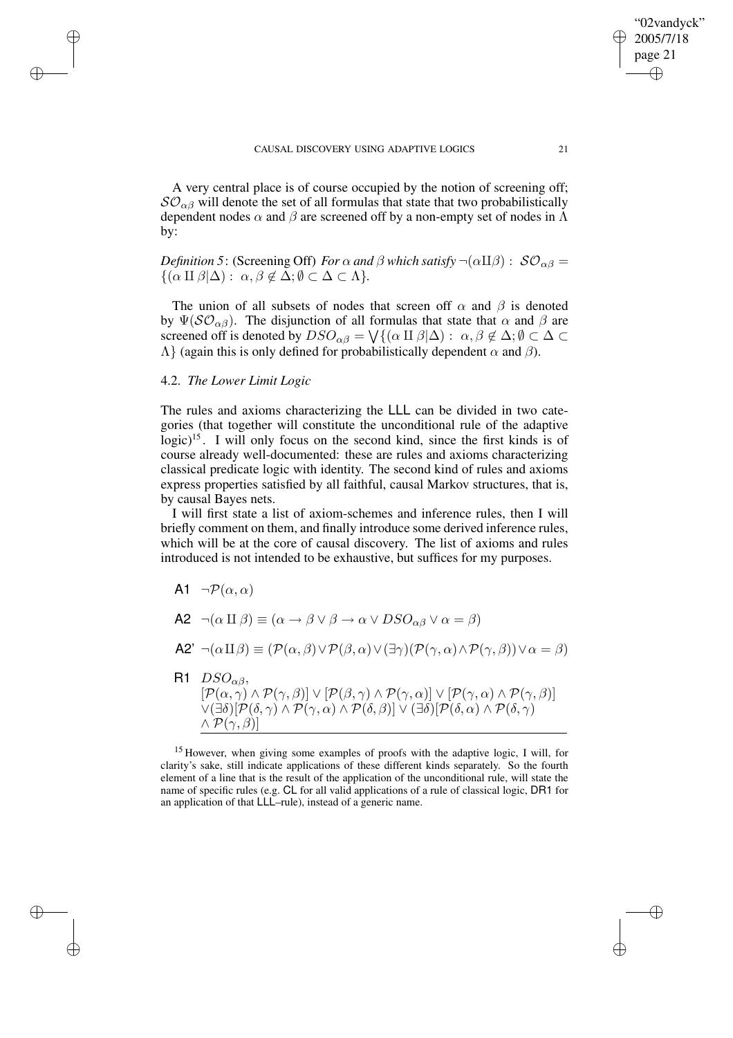A very central place is of course occupied by the notion of screening off; $\mathcal{SO}_{\alpha\beta}$ will denote the set of all formulas that state that two probabilistically dependent nodes $\alpha$ and $\beta$ are screened off by a non-empty set of nodes in $\Lambda$ by:

*Definition 5*: (Screening Off) *For $\alpha$ and $\beta$ which satisfy $\neg(\alpha \amalg \beta)$ :* $\mathcal{SO}_{\alpha\beta} = \{(\alpha \amalg \beta|\Delta) : \alpha, \beta \notin \Delta; \emptyset \subset \Delta \subset \Lambda\}$.

The union of all subsets of nodes that screen off $\alpha$ and $\beta$ is denoted by $\Psi(\mathcal{SO}_{\alpha\beta})$. The disjunction of all formulas that state that $\alpha$ and $\beta$ are screened off is denoted by $DSO_{\alpha\beta} = \bigvee\{(\alpha \amalg \beta|\Delta) : \alpha, \beta \notin \Delta; \emptyset \subset \Delta \subset \Lambda\}$ (again this is only defined for probabilistically dependent $\alpha$ and $\beta$).

### 4.2. *The Lower Limit Logic*

The rules and axioms characterizing the LLL can be divided in two categories (that together will constitute the unconditional rule of the adaptive logic)[15]. I will only focus on the second kind, since the first kinds is of course already well-documented: these are rules and axioms characterizing classical predicate logic with identity. The second kind of rules and axioms express properties satisfied by all faithful, causal Markov structures, that is, by causal Bayes nets.

I will first state a list of axiom-schemes and inference rules, then I will briefly comment on them, and finally introduce some derived inference rules, which will be at the core of causal discovery. The list of axioms and rules introduced is not intended to be exhaustive, but suffices for my purposes.

A1 $\neg\mathcal{P}(\alpha, \alpha)$

A2 $\neg(\alpha \amalg \beta) \equiv (\alpha \to \beta \vee \beta \to \alpha \vee DSO_{\alpha\beta} \vee \alpha = \beta)$

A2' $\neg(\alpha \amalg \beta) \equiv (\mathcal{P}(\alpha, \beta) \vee \mathcal{P}(\beta, \alpha) \vee (\exists\gamma)(\mathcal{P}(\gamma, \alpha) \wedge \mathcal{P}(\gamma, \beta)) \vee \alpha = \beta)$

R1 $DSO_{\alpha\beta}$,
$$\frac{DSO_{\alpha\beta}}{[\mathcal{P}(\alpha, \gamma) \wedge \mathcal{P}(\gamma, \beta)] \vee [\mathcal{P}(\beta, \gamma) \wedge \mathcal{P}(\gamma, \alpha)] \vee [\mathcal{P}(\gamma, \alpha) \wedge \mathcal{P}(\gamma, \beta)] \vee (\exists\delta)[\mathcal{P}(\delta, \gamma) \wedge \mathcal{P}(\gamma, \alpha) \wedge \mathcal{P}(\delta, \beta)] \vee (\exists\delta)[\mathcal{P}(\delta, \alpha) \wedge \mathcal{P}(\delta, \gamma) \wedge \mathcal{P}(\gamma, \beta)]}$$

[15] However, when giving some examples of proofs with the adaptive logic, I will, for clarity's sake, still indicate applications of these different kinds separately. So the fourth element of a line that is the result of the application of the unconditional rule, will state the name of specific rules (e.g. CL for all valid applications of a rule of classical logic, DR1 for an application of that LLL–rule), instead of a generic name.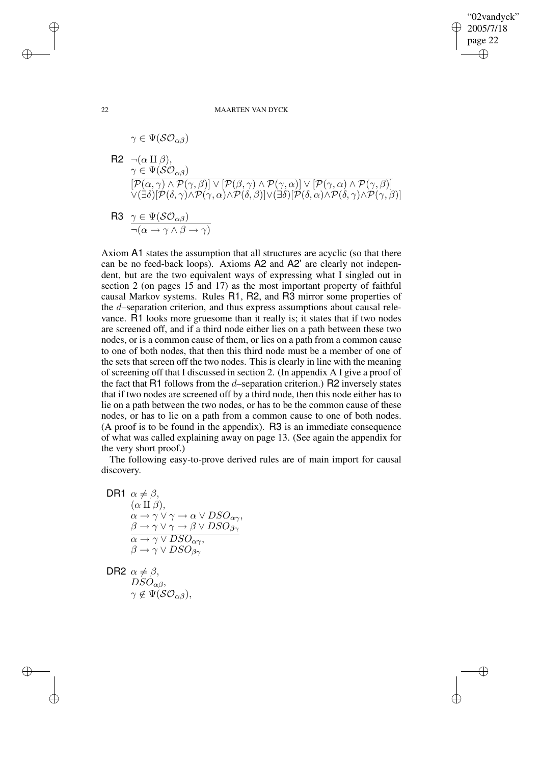$$\gamma \in \Psi(\mathcal{SO}_{\alpha\beta})$$

**R2**
$$\frac{\neg(\alpha \amalg \beta), \quad \gamma \in \Psi(\mathcal{SO}_{\alpha\beta})}{\begin{array}{c}[\mathcal{P}(\alpha,\gamma) \wedge \mathcal{P}(\gamma,\beta)] \vee [\mathcal{P}(\beta,\gamma) \wedge \mathcal{P}(\gamma,\alpha)] \vee [\mathcal{P}(\gamma,\alpha) \wedge \mathcal{P}(\gamma,\beta)] \\ \vee (\exists\delta)[\mathcal{P}(\delta,\gamma) \wedge \mathcal{P}(\gamma,\alpha) \wedge \mathcal{P}(\delta,\beta)] \vee (\exists\delta)[\mathcal{P}(\delta,\alpha) \wedge \mathcal{P}(\delta,\gamma) \wedge \mathcal{P}(\gamma,\beta)]\end{array}}$$

**R3**
$$\frac{\gamma \in \Psi(\mathcal{SO}_{\alpha\beta})}{\neg(\alpha \rightarrow \gamma \wedge \beta \rightarrow \gamma)}$$

Axiom A1 states the assumption that all structures are acyclic (so that there can be no feed-back loops). Axioms A2 and A2' are clearly not independent, but are the two equivalent ways of expressing what I singled out in section 2 (on pages 15 and 17) as the most important property of faithful causal Markov systems. Rules R1, R2, and R3 mirror some properties of the $d$–separation criterion, and thus express assumptions about causal relevance. R1 looks more gruesome than it really is; it states that if two nodes are screened off, and if a third node either lies on a path between these two nodes, or is a common cause of them, or lies on a path from a common cause to one of both nodes, that then this third node must be a member of one of the sets that screen off the two nodes. This is clearly in line with the meaning of screening off that I discussed in section 2. (In appendix A I give a proof of the fact that R1 follows from the $d$–separation criterion.) R2 inversely states that if two nodes are screened off by a third node, then this node either has to lie on a path between the two nodes, or has to be the common cause of these nodes, or has to lie on a path from a common cause to one of both nodes. (A proof is to be found in the appendix). R3 is an immediate consequence of what was called explaining away on page 13. (See again the appendix for the very short proof.)

The following easy-to-prove derived rules are of main import for causal discovery.

**DR1**
$$\frac{\alpha \neq \beta, \quad (\alpha \amalg \beta), \quad \alpha \rightarrow \gamma \vee \gamma \rightarrow \alpha \vee DSO_{\alpha\gamma}, \quad \beta \rightarrow \gamma \vee \gamma \rightarrow \beta \vee DSO_{\beta\gamma}}{\alpha \rightarrow \gamma \vee DSO_{\alpha\gamma}, \quad \beta \rightarrow \gamma \vee DSO_{\beta\gamma}}$$

**DR2**
$$\alpha \neq \beta, \quad DSO_{\alpha\beta}, \quad \gamma \notin \Psi(\mathcal{SO}_{\alpha\beta}),$$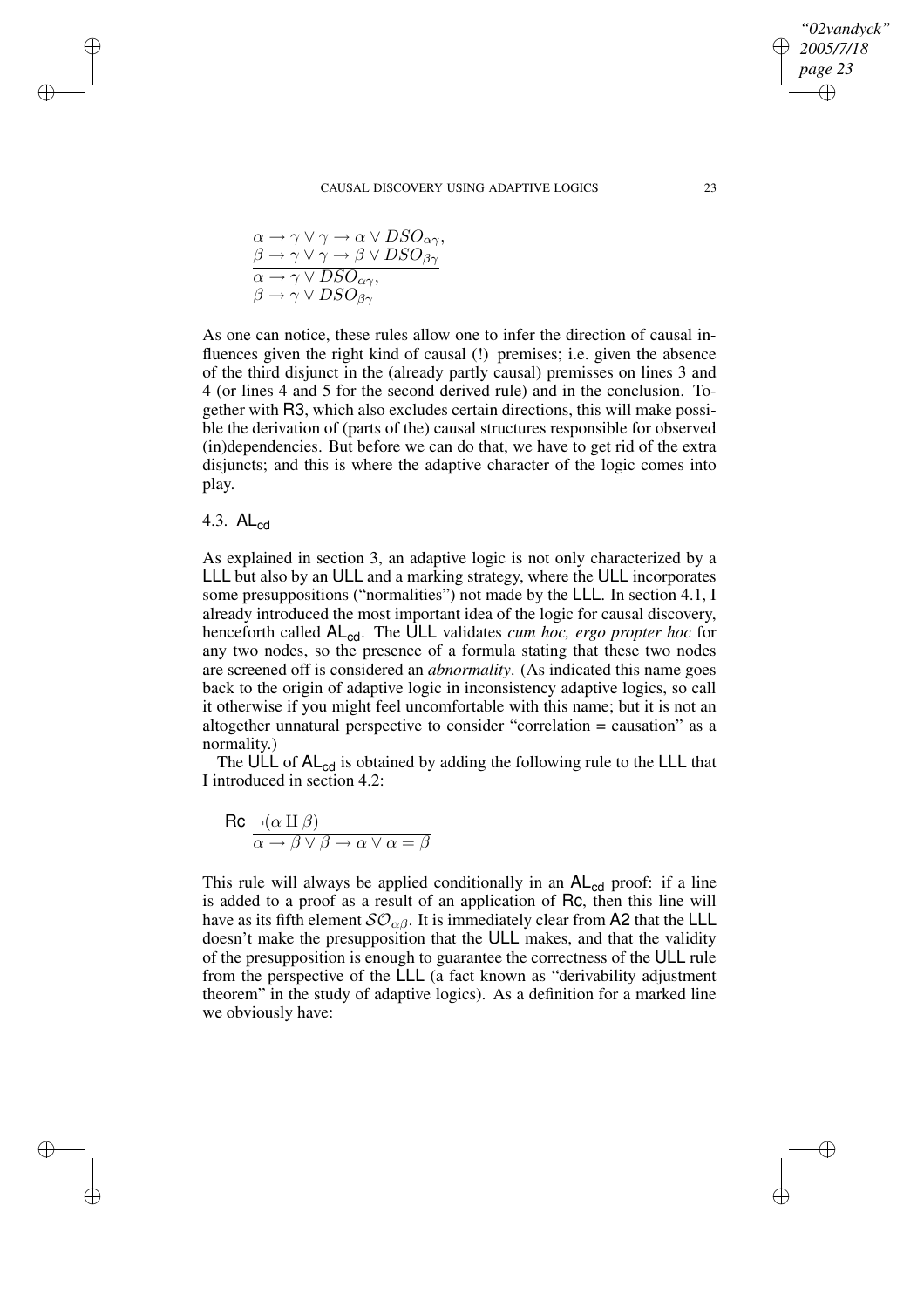$$\frac{\begin{array}{l}\alpha \rightarrow \gamma \vee \gamma \rightarrow \alpha \vee DSO_{\alpha\gamma}, \\ \beta \rightarrow \gamma \vee \gamma \rightarrow \beta \vee DSO_{\beta\gamma}\end{array}}{\begin{array}{l}\alpha \rightarrow \gamma \vee DSO_{\alpha\gamma}, \\ \beta \rightarrow \gamma \vee DSO_{\beta\gamma}\end{array}}$$

As one can notice, these rules allow one to infer the direction of causal influences given the right kind of causal (!) premises; i.e. given the absence of the third disjunct in the (already partly causal) premisses on lines 3 and 4 (or lines 4 and 5 for the second derived rule) and in the conclusion. Together with R3, which also excludes certain directions, this will make possible the derivation of (parts of the) causal structures responsible for observed (in)dependencies. But before we can do that, we have to get rid of the extra disjuncts; and this is where the adaptive character of the logic comes into play.

## 4.3. $\mathsf{AL_{cd}}$

As explained in section 3, an adaptive logic is not only characterized by a LLL but also by an ULL and a marking strategy, where the ULL incorporates some presuppositions ("normalities") not made by the LLL. In section 4.1, I already introduced the most important idea of the logic for causal discovery, henceforth called $\mathsf{AL_{cd}}$. The ULL validates *cum hoc, ergo propter hoc* for any two nodes, so the presence of a formula stating that these two nodes are screened off is considered an *abnormality*. (As indicated this name goes back to the origin of adaptive logic in inconsistency adaptive logics, so call it otherwise if you might feel uncomfortable with this name; but it is not an altogether unnatural perspective to consider "correlation = causation" as a normality.)

The ULL of $\mathsf{AL_{cd}}$ is obtained by adding the following rule to the LLL that I introduced in section 4.2:

$$\mathsf{Rc}\ \ \frac{\neg(\alpha \amalg \beta)}{\alpha \rightarrow \beta \vee \beta \rightarrow \alpha \vee \alpha = \beta}$$

This rule will always be applied conditionally in an $\mathsf{AL_{cd}}$ proof: if a line is added to a proof as a result of an application of Rc, then this line will have as its fifth element $\mathcal{SO}_{\alpha\beta}$. It is immediately clear from A2 that the LLL doesn't make the presupposition that the ULL makes, and that the validity of the presupposition is enough to guarantee the correctness of the ULL rule from the perspective of the LLL (a fact known as "derivability adjustment theorem" in the study of adaptive logics). As a definition for a marked line we obviously have: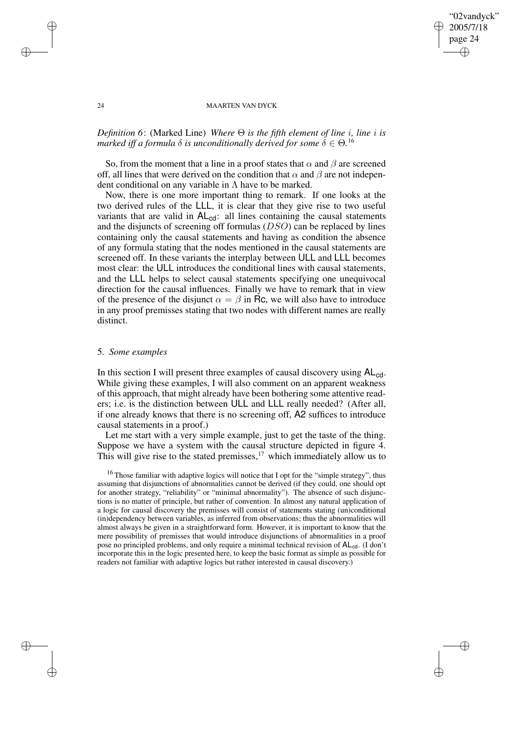*Definition 6*: (Marked Line) *Where $\Theta$ is the fifth element of line $i$, line $i$ is marked iff a formula $\delta$ is unconditionally derived for some $\delta \in \Theta$.*[16]

So, from the moment that a line in a proof states that $\alpha$ and $\beta$ are screened off, all lines that were derived on the condition that $\alpha$ and $\beta$ are not independent conditional on any variable in $\Lambda$ have to be marked.

Now, there is one more important thing to remark. If one looks at the two derived rules of the LLL, it is clear that they give rise to two useful variants that are valid in $\mathsf{AL_{cd}}$: all lines containing the causal statements and the disjuncts of screening off formulas ($DSO$) can be replaced by lines containing only the causal statements and having as condition the absence of any formula stating that the nodes mentioned in the causal statements are screened off. In these variants the interplay between ULL and LLL becomes most clear: the ULL introduces the conditional lines with causal statements, and the LLL helps to select causal statements specifying one unequivocal direction for the causal influences. Finally we have to remark that in view of the presence of the disjunct $\alpha = \beta$ in Rc, we will also have to introduce in any proof premisses stating that two nodes with different names are really distinct.

## 5. *Some examples*

In this section I will present three examples of causal discovery using $\mathsf{AL_{cd}}$. While giving these examples, I will also comment on an apparent weakness of this approach, that might already have been bothering some attentive readers; i.e. is the distinction between ULL and LLL really needed? (After all, if one already knows that there is no screening off, A2 suffices to introduce causal statements in a proof.)

Let me start with a very simple example, just to get the taste of the thing. Suppose we have a system with the causal structure depicted in figure 4. This will give rise to the stated premisses,[17] which immediately allow us to

[16] Those familiar with adaptive logics will notice that I opt for the "simple strategy", thus assuming that disjunctions of abnormalities cannot be derived (if they could, one should opt for another strategy, "reliability" or "minimal abnormality"). The absence of such disjunctions is no matter of principle, but rather of convention. In almost any natural application of a logic for causal discovery the premisses will consist of statements stating (un)conditional (in)dependency between variables, as inferred from observations; thus the abnormalities will almost always be given in a straightforward form. However, it is important to know that the mere possibility of premisses that would introduce disjunctions of abnormalities in a proof pose no principled problems, and only require a minimal technical revision of $\mathsf{AL_{cd}}$. (I don't incorporate this in the logic presented here, to keep the basic format as simple as possible for readers not familiar with adaptive logics but rather interested in causal discovery.)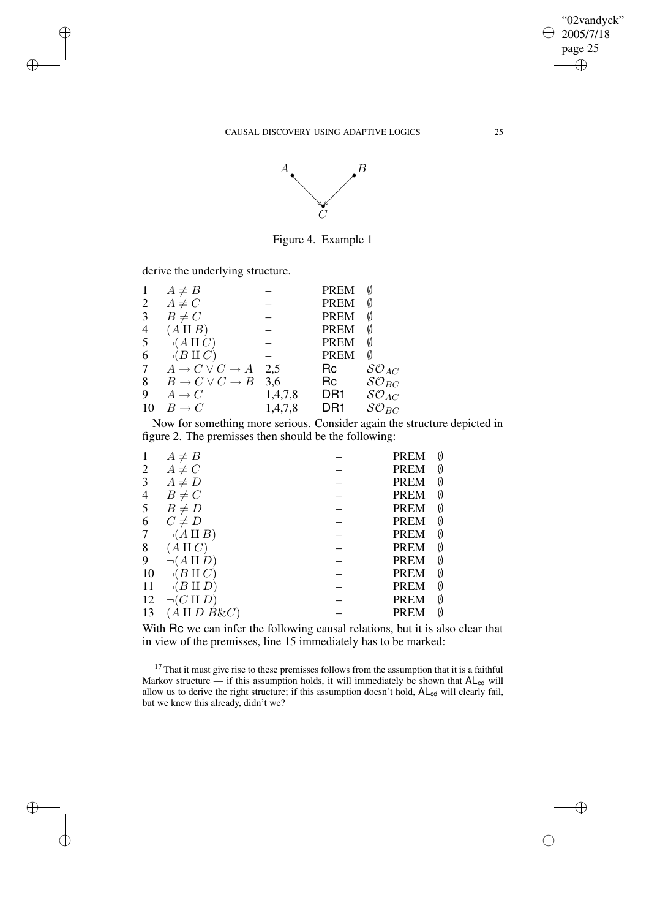Figure 4. Example 1

derive the underlying structure.

| | | | | |
|---|---|---|---|---|
| 1 | $A \neq B$ | – | PREM | $\emptyset$ |
| 2 | $A \neq C$ | – | PREM | $\emptyset$ |
| 3 | $B \neq C$ | – | PREM | $\emptyset$ |
| 4 | $(A \amalg B)$ | – | PREM | $\emptyset$ |
| 5 | $\neg(A \amalg C)$ | – | PREM | $\emptyset$ |
| 6 | $\neg(B \amalg C)$ | – | PREM | $\emptyset$ |
| 7 | $A \rightarrow C \vee C \rightarrow A$ | 2,5 | Rc | $\mathcal{SO}_{AC}$ |
| 8 | $B \rightarrow C \vee C \rightarrow B$ | 3,6 | Rc | $\mathcal{SO}_{BC}$ |
| 9 | $A \rightarrow C$ | 1,4,7,8 | DR1 | $\mathcal{SO}_{AC}$ |
| 10 | $B \rightarrow C$ | 1,4,7,8 | DR1 | $\mathcal{SO}_{BC}$ |

Now for something more serious. Consider again the structure depicted in figure 2. The premisses then should be the following:

| | | | | |
|---|---|---|---|---|
| 1 | $A \neq B$ | – | PREM | $\emptyset$ |
| 2 | $A \neq C$ | – | PREM | $\emptyset$ |
| 3 | $A \neq D$ | – | PREM | $\emptyset$ |
| 4 | $B \neq C$ | – | PREM | $\emptyset$ |
| 5 | $B \neq D$ | – | PREM | $\emptyset$ |
| 6 | $C \neq D$ | – | PREM | $\emptyset$ |
| 7 | $\neg(A \amalg B)$ | – | PREM | $\emptyset$ |
| 8 | $(A \amalg C)$ | – | PREM | $\emptyset$ |
| 9 | $\neg(A \amalg D)$ | – | PREM | $\emptyset$ |
| 10 | $\neg(B \amalg C)$ | – | PREM | $\emptyset$ |
| 11 | $\neg(B \amalg D)$ | – | PREM | $\emptyset$ |
| 12 | $\neg(C \amalg D)$ | – | PREM | $\emptyset$ |
| 13 | $(A \amalg D \mid B \& C)$ | – | PREM | $\emptyset$ |

With Rc we can infer the following causal relations, but it is also clear that in view of the premisses, line 15 immediately has to be marked:

[17] That it must give rise to these premisses follows from the assumption that it is a faithful Markov structure — if this assumption holds, it will immediately be shown that $\mathsf{AL}_{\mathsf{cd}}$ will allow us to derive the right structure; if this assumption doesn't hold, $\mathsf{AL}_{\mathsf{cd}}$ will clearly fail, but we knew this already, didn't we?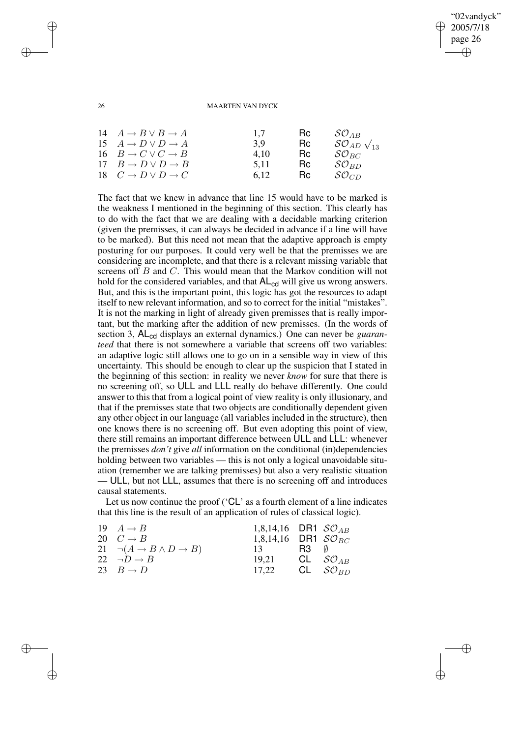| | | | | |
|---|---|---|---|---|
| 14 | $A \to B \vee B \to A$ | 1,7 | Rc | $\mathcal{SO}_{AB}$ |
| 15 | $A \to D \vee D \to A$ | 3,9 | Rc | $\mathcal{SO}_{AD}$ $\surd_{13}$ |
| 16 | $B \to C \vee C \to B$ | 4,10 | Rc | $\mathcal{SO}_{BC}$ |
| 17 | $B \to D \vee D \to B$ | 5,11 | Rc | $\mathcal{SO}_{BD}$ |
| 18 | $C \to D \vee D \to C$ | 6,12 | Rc | $\mathcal{SO}_{CD}$ |

The fact that we knew in advance that line 15 would have to be marked is the weakness I mentioned in the beginning of this section. This clearly has to do with the fact that we are dealing with a decidable marking criterion (given the premisses, it can always be decided in advance if a line will have to be marked). But this need not mean that the adaptive approach is empty posturing for our purposes. It could very well be that the premisses we are considering are incomplete, and that there is a relevant missing variable that screens off $B$ and $C$. This would mean that the Markov condition will not hold for the considered variables, and that $\mathsf{AL_{cd}}$ will give us wrong answers. But, and this is the important point, this logic has got the resources to adapt itself to new relevant information, and so to correct for the initial "mistakes". It is not the marking in light of already given premisses that is really important, but the marking after the addition of new premisses. (In the words of section 3, $\mathsf{AL_{cd}}$ displays an external dynamics.) One can never be *guaranteed* that there is not somewhere a variable that screens off two variables: an adaptive logic still allows one to go on in a sensible way in view of this uncertainty. This should be enough to clear up the suspicion that I stated in the beginning of this section: in reality we never *know* for sure that there is no screening off, so ULL and LLL really do behave differently. One could answer to this that from a logical point of view reality is only illusionary, and that if the premisses state that two objects are conditionally dependent given any other object in our language (all variables included in the structure), then one knows there is no screening off. But even adopting this point of view, there still remains an important difference between ULL and LLL: whenever the premisses *don't* give *all* information on the conditional (in)dependencies holding between two variables — this is not only a logical unavoidable situation (remember we are talking premisses) but also a very realistic situation — ULL, but not LLL, assumes that there is no screening off and introduces causal statements.

Let us now continue the proof ('CL' as a fourth element of a line indicates that this line is the result of an application of rules of classical logic).

| | | | | |
|---|---|---|---|---|
| 19 | $A \to B$ | 1,8,14,16 | DR1 | $\mathcal{SO}_{AB}$ |
| 20 | $C \to B$ | 1,8,14,16 | DR1 | $\mathcal{SO}_{BC}$ |
| 21 | $\neg(A \to B \wedge D \to B)$ | 13 | R3 | $\emptyset$ |
| 22 | $\neg D \to B$ | 19,21 | CL | $\mathcal{SO}_{AB}$ |
| 23 | $B \to D$ | 17,22 | CL | $\mathcal{SO}_{BD}$ |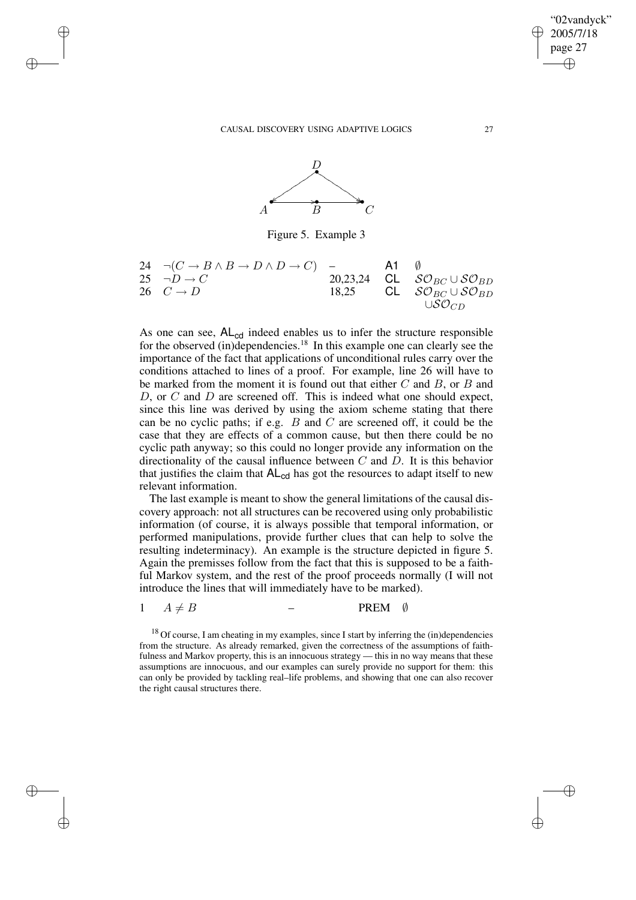Figure 5. Example 3

| | | | | |
|---|---|---|---|---|
| 24 | $\neg(C \to B \wedge B \to D \wedge D \to C)$ | – | A1 | $\emptyset$ |
| 25 | $\neg D \to C$ | 20,23,24 | CL | $\mathcal{SO}_{BC} \cup \mathcal{SO}_{BD}$ |
| 26 | $C \to D$ | 18,25 | CL | $\mathcal{SO}_{BC} \cup \mathcal{SO}_{BD} \cup \mathcal{SO}_{CD}$ |

As one can see, $\mathsf{AL}_{\mathsf{cd}}$ indeed enables us to infer the structure responsible for the observed (in)dependencies.[18] In this example one can clearly see the importance of the fact that applications of unconditional rules carry over the conditions attached to lines of a proof. For example, line 26 will have to be marked from the moment it is found out that either $C$ and $B$, or $B$ and $D$, or $C$ and $D$ are screened off. This is indeed what one should expect, since this line was derived by using the axiom scheme stating that there can be no cyclic paths; if e.g. $B$ and $C$ are screened off, it could be the case that they are effects of a common cause, but then there could be no cyclic path anyway; so this could no longer provide any information on the directionality of the causal influence between $C$ and $D$. It is this behavior that justifies the claim that $\mathsf{AL}_{\mathsf{cd}}$ has got the resources to adapt itself to new relevant information.

The last example is meant to show the general limitations of the causal discovery approach: not all structures can be recovered using only probabilistic information (of course, it is always possible that temporal information, or performed manipulations, provide further clues that can help to solve the resulting indeterminacy). An example is the structure depicted in figure 5. Again the premisses follow from the fact that this is supposed to be a faithful Markov system, and the rest of the proof proceeds normally (I will not introduce the lines that will immediately have to be marked).

| | | | | |
|---|---|---|---|---|
| 1 | $A \neq B$ | – | PREM | $\emptyset$ |

[18] Of course, I am cheating in my examples, since I start by inferring the (in)dependencies from the structure. As already remarked, given the correctness of the assumptions of faithfulness and Markov property, this is an innocuous strategy — this in no way means that these assumptions are innocuous, and our examples can surely provide no support for them: this can only be provided by tackling real–life problems, and showing that one can also recover the right causal structures there.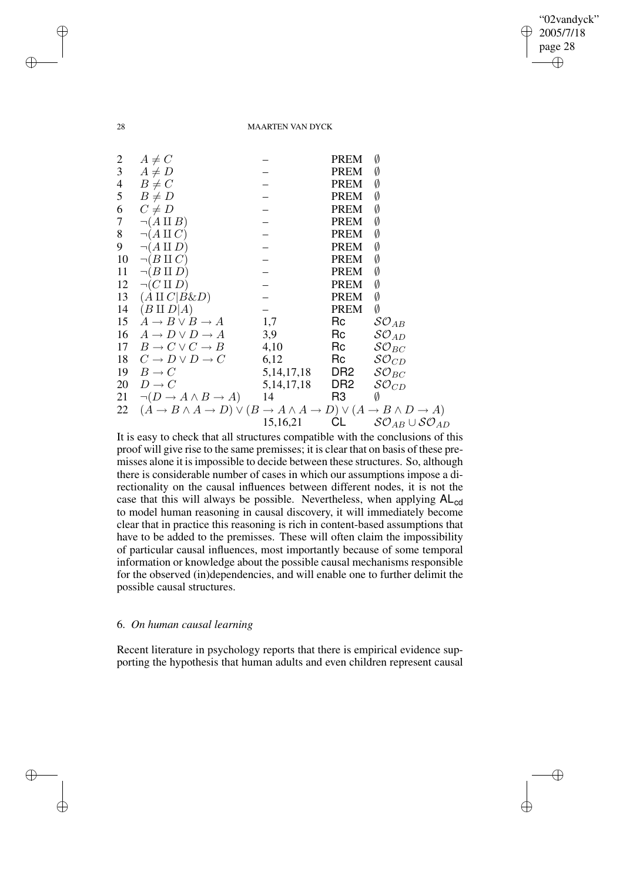| | | | | |
|---|---|---|---|---|
| 2 | $A \neq C$ | – | PREM | $\emptyset$ |
| 3 | $A \neq D$ | – | PREM | $\emptyset$ |
| 4 | $B \neq C$ | – | PREM | $\emptyset$ |
| 5 | $B \neq D$ | – | PREM | $\emptyset$ |
| 6 | $C \neq D$ | – | PREM | $\emptyset$ |
| 7 | $\neg(A \amalg B)$ | – | PREM | $\emptyset$ |
| 8 | $\neg(A \amalg C)$ | – | PREM | $\emptyset$ |
| 9 | $\neg(A \amalg D)$ | – | PREM | $\emptyset$ |
| 10 | $\neg(B \amalg C)$ | – | PREM | $\emptyset$ |
| 11 | $\neg(B \amalg D)$ | – | PREM | $\emptyset$ |
| 12 | $\neg(C \amalg D)$ | – | PREM | $\emptyset$ |
| 13 | $(A \amalg C \mid B\&D)$ | – | PREM | $\emptyset$ |
| 14 | $(B \amalg D \mid A)$ | – | PREM | $\emptyset$ |
| 15 | $A \to B \vee B \to A$ | 1,7 | Rc | $\mathcal{SO}_{AB}$ |
| 16 | $A \to D \vee D \to A$ | 3,9 | Rc | $\mathcal{SO}_{AD}$ |
| 17 | $B \to C \vee C \to B$ | 4,10 | Rc | $\mathcal{SO}_{BC}$ |
| 18 | $C \to D \vee D \to C$ | 6,12 | Rc | $\mathcal{SO}_{CD}$ |
| 19 | $B \to C$ | 5,14,17,18 | DR2 | $\mathcal{SO}_{BC}$ |
| 20 | $D \to C$ | 5,14,17,18 | DR2 | $\mathcal{SO}_{CD}$ |
| 21 | $\neg(D \to A \wedge B \to A)$ | 14 | R3 | $\emptyset$ |
| 22 | $(A \to B \wedge A \to D) \vee (B \to A \wedge A \to D) \vee (A \to B \wedge D \to A)$ | 15,16,21 | CL | $\mathcal{SO}_{AB} \cup \mathcal{SO}_{AD}$ |

It is easy to check that all structures compatible with the conclusions of this proof will give rise to the same premisses; it is clear that on basis of these premisses alone it is impossible to decide between these structures. So, although there is considerable number of cases in which our assumptions impose a directionality on the causal influences between different nodes, it is not the case that this will always be possible. Nevertheless, when applying $\mathsf{AL}_{\mathsf{cd}}$ to model human reasoning in causal discovery, it will immediately become clear that in practice this reasoning is rich in content-based assumptions that have to be added to the premisses. These will often claim the impossibility of particular causal influences, most importantly because of some temporal information or knowledge about the possible causal mechanisms responsible for the observed (in)dependencies, and will enable one to further delimit the possible causal structures.

## 6. *On human causal learning*

Recent literature in psychology reports that there is empirical evidence supporting the hypothesis that human adults and even children represent causal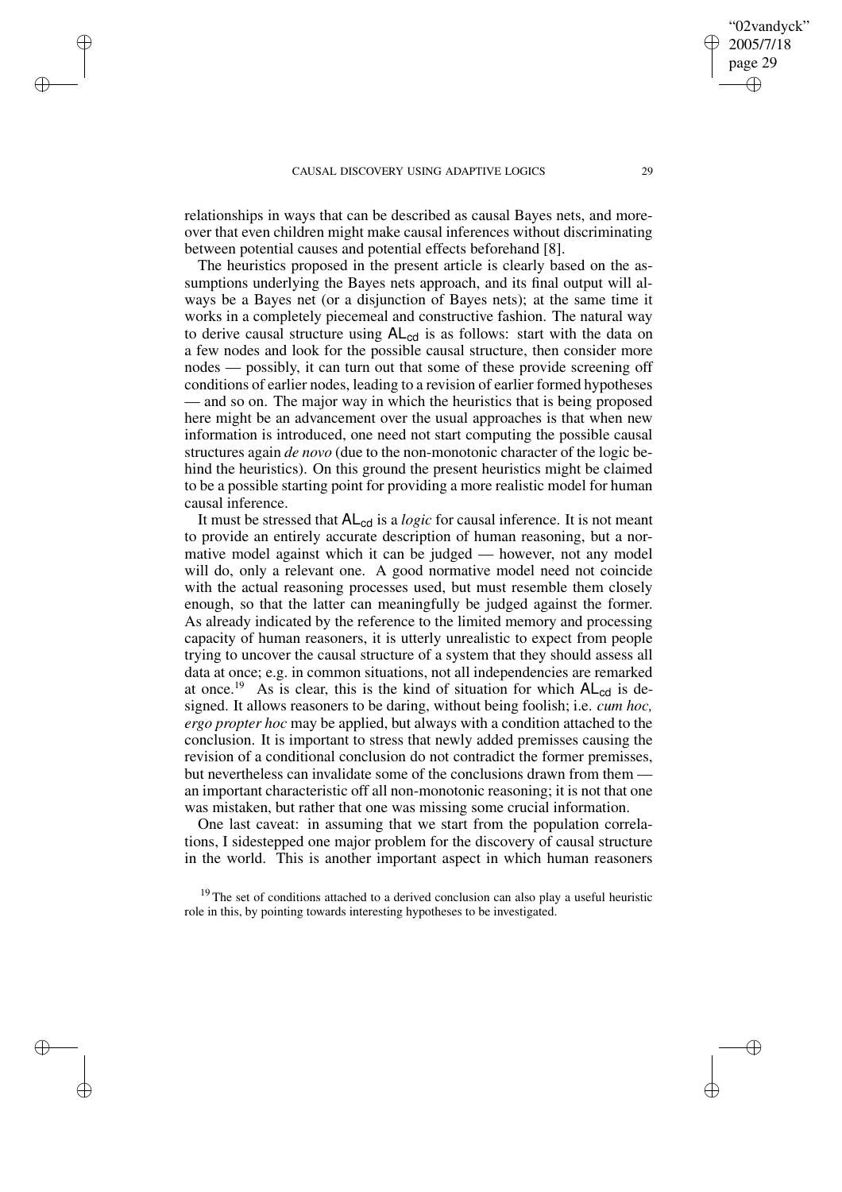relationships in ways that can be described as causal Bayes nets, and moreover that even children might make causal inferences without discriminating between potential causes and potential effects beforehand [8].

The heuristics proposed in the present article is clearly based on the assumptions underlying the Bayes nets approach, and its final output will always be a Bayes net (or a disjunction of Bayes nets); at the same time it works in a completely piecemeal and constructive fashion. The natural way to derive causal structure using $\mathsf{AL}_{\mathsf{cd}}$ is as follows: start with the data on a few nodes and look for the possible causal structure, then consider more nodes — possibly, it can turn out that some of these provide screening off conditions of earlier nodes, leading to a revision of earlier formed hypotheses — and so on. The major way in which the heuristics that is being proposed here might be an advancement over the usual approaches is that when new information is introduced, one need not start computing the possible causal structures again *de novo* (due to the non-monotonic character of the logic behind the heuristics). On this ground the present heuristics might be claimed to be a possible starting point for providing a more realistic model for human causal inference.

It must be stressed that $\mathsf{AL}_{\mathsf{cd}}$ is a *logic* for causal inference. It is not meant to provide an entirely accurate description of human reasoning, but a normative model against which it can be judged — however, not any model will do, only a relevant one. A good normative model need not coincide with the actual reasoning processes used, but must resemble them closely enough, so that the latter can meaningfully be judged against the former. As already indicated by the reference to the limited memory and processing capacity of human reasoners, it is utterly unrealistic to expect from people trying to uncover the causal structure of a system that they should assess all data at once; e.g. in common situations, not all independencies are remarked at once.[19] As is clear, this is the kind of situation for which $\mathsf{AL}_{\mathsf{cd}}$ is designed. It allows reasoners to be daring, without being foolish; i.e. *cum hoc, ergo propter hoc* may be applied, but always with a condition attached to the conclusion. It is important to stress that newly added premisses causing the revision of a conditional conclusion do not contradict the former premisses, but nevertheless can invalidate some of the conclusions drawn from them — an important characteristic off all non-monotonic reasoning; it is not that one was mistaken, but rather that one was missing some crucial information.

One last caveat: in assuming that we start from the population correlations, I sidestepped one major problem for the discovery of causal structure in the world. This is another important aspect in which human reasoners

[19] The set of conditions attached to a derived conclusion can also play a useful heuristic role in this, by pointing towards interesting hypotheses to be investigated.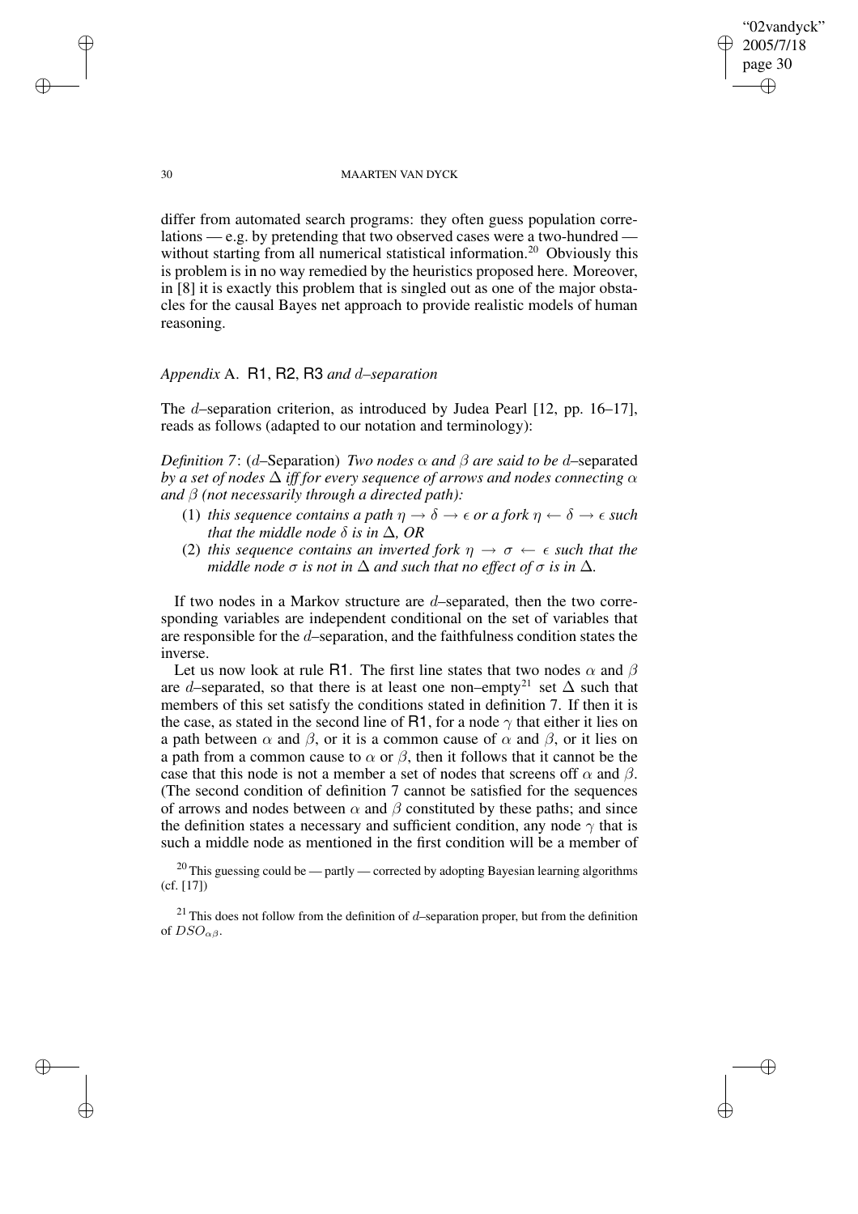differ from automated search programs: they often guess population correlations — e.g. by pretending that two observed cases were a two-hundred — without starting from all numerical statistical information.[20] Obviously this is problem is in no way remedied by the heuristics proposed here. Moreover, in [8] it is exactly this problem that is singled out as one of the major obstacles for the causal Bayes net approach to provide realistic models of human reasoning.

## *Appendix* A. R1, R2, R3 *and* $d$*–separation*

The $d$–separation criterion, as introduced by Judea Pearl [12, pp. 16–17], reads as follows (adapted to our notation and terminology):

*Definition 7*: ($d$–Separation) *Two nodes $\alpha$ and $\beta$ are said to be $d$–*separated *by a set of nodes $\Delta$ iff for every sequence of arrows and nodes connecting $\alpha$ and $\beta$ (not necessarily through a directed path):*

(1) *this sequence contains a path $\eta \to \delta \to \epsilon$ or a fork $\eta \leftarrow \delta \to \epsilon$ such that the middle node $\delta$ is in $\Delta$, OR*
(2) *this sequence contains an inverted fork $\eta \to \sigma \leftarrow \epsilon$ such that the middle node $\sigma$ is not in $\Delta$ and such that no effect of $\sigma$ is in $\Delta$.*

If two nodes in a Markov structure are $d$–separated, then the two corresponding variables are independent conditional on the set of variables that are responsible for the $d$–separation, and the faithfulness condition states the inverse.

Let us now look at rule R1. The first line states that two nodes $\alpha$ and $\beta$ are $d$–separated, so that there is at least one non–empty[21] set $\Delta$ such that members of this set satisfy the conditions stated in definition 7. If then it is the case, as stated in the second line of R1, for a node $\gamma$ that either it lies on a path between $\alpha$ and $\beta$, or it is a common cause of $\alpha$ and $\beta$, or it lies on a path from a common cause to $\alpha$ or $\beta$, then it follows that it cannot be the case that this node is not a member a set of nodes that screens off $\alpha$ and $\beta$. (The second condition of definition 7 cannot be satisfied for the sequences of arrows and nodes between $\alpha$ and $\beta$ constituted by these paths; and since the definition states a necessary and sufficient condition, any node $\gamma$ that is such a middle node as mentioned in the first condition will be a member of

[20] This guessing could be — partly — corrected by adopting Bayesian learning algorithms (cf. [17])

[21] This does not follow from the definition of $d$–separation proper, but from the definition of $DSO_{\alpha\beta}$.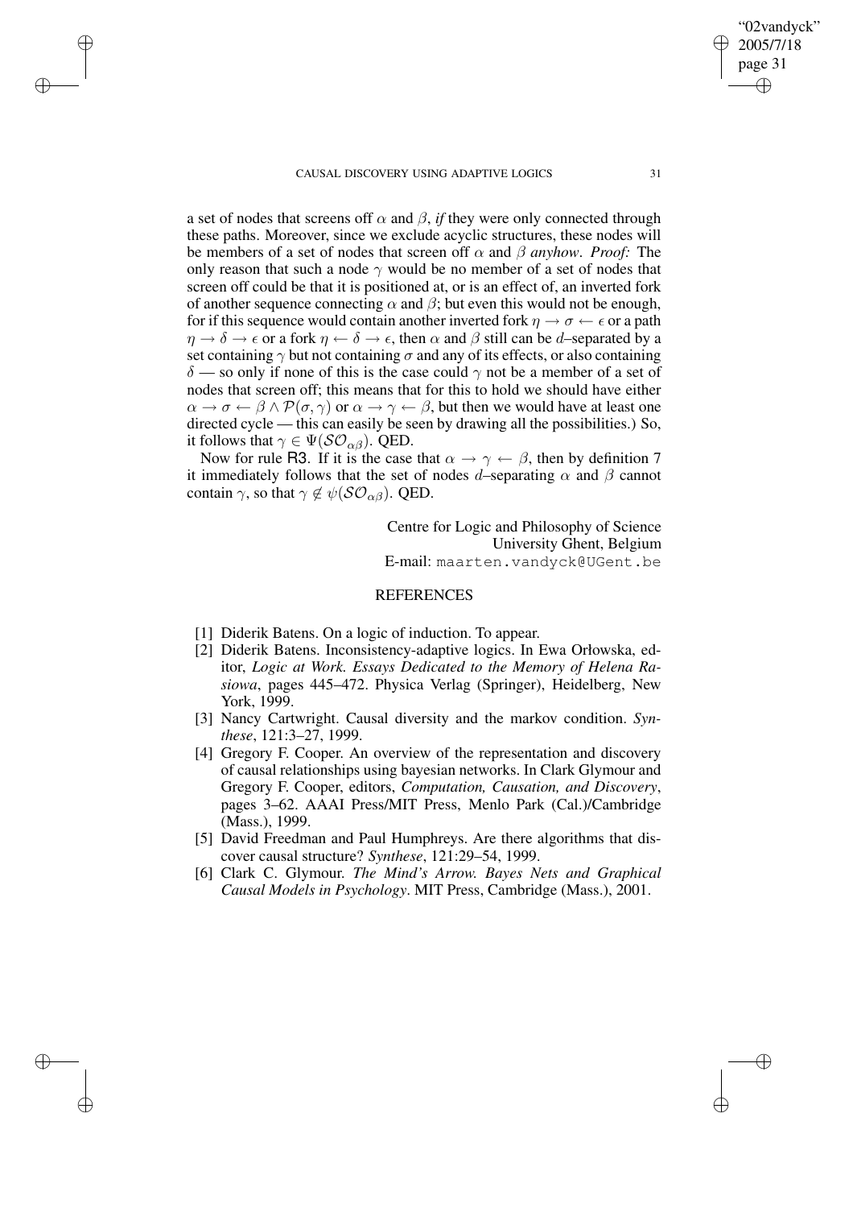a set of nodes that screens off $\alpha$ and $\beta$, *if* they were only connected through these paths. Moreover, since we exclude acyclic structures, these nodes will be members of a set of nodes that screen off $\alpha$ and $\beta$ *anyhow*. *Proof:* The only reason that such a node $\gamma$ would be no member of a set of nodes that screen off could be that it is positioned at, or is an effect of, an inverted fork of another sequence connecting $\alpha$ and $\beta$; but even this would not be enough, for if this sequence would contain another inverted fork $\eta \rightarrow \sigma \leftarrow \epsilon$ or a path $\eta \rightarrow \delta \rightarrow \epsilon$ or a fork $\eta \leftarrow \delta \rightarrow \epsilon$, then $\alpha$ and $\beta$ still can be $d$–separated by a set containing $\gamma$ but not containing $\sigma$ and any of its effects, or also containing $\delta$ — so only if none of this is the case could $\gamma$ not be a member of a set of nodes that screen off; this means that for this to hold we should have either $\alpha \rightarrow \sigma \leftarrow \beta \wedge \mathcal{P}(\sigma, \gamma)$ or $\alpha \rightarrow \gamma \leftarrow \beta$, but then we would have at least one directed cycle — this can easily be seen by drawing all the possibilities.) So, it follows that $\gamma \in \Psi(\mathcal{SO}_{\alpha\beta})$. QED.

Now for rule R3. If it is the case that $\alpha \rightarrow \gamma \leftarrow \beta$, then by definition 7 it immediately follows that the set of nodes $d$–separating $\alpha$ and $\beta$ cannot contain $\gamma$, so that $\gamma \notin \psi(\mathcal{SO}_{\alpha\beta})$. QED.

Centre for Logic and Philosophy of Science
University Ghent, Belgium
E-mail: maarten.vandyck@UGent.be

## REFERENCES

[1] Diderik Batens. On a logic of induction. To appear.

[2] Diderik Batens. Inconsistency-adaptive logics. In Ewa Orłowska, editor, *Logic at Work. Essays Dedicated to the Memory of Helena Rasiowa*, pages 445–472. Physica Verlag (Springer), Heidelberg, New York, 1999.

[3] Nancy Cartwright. Causal diversity and the markov condition. *Synthese*, 121:3–27, 1999.

[4] Gregory F. Cooper. An overview of the representation and discovery of causal relationships using bayesian networks. In Clark Glymour and Gregory F. Cooper, editors, *Computation, Causation, and Discovery*, pages 3–62. AAAI Press/MIT Press, Menlo Park (Cal.)/Cambridge (Mass.), 1999.

[5] David Freedman and Paul Humphreys. Are there algorithms that discover causal structure? *Synthese*, 121:29–54, 1999.

[6] Clark C. Glymour. *The Mind's Arrow. Bayes Nets and Graphical Causal Models in Psychology*. MIT Press, Cambridge (Mass.), 2001.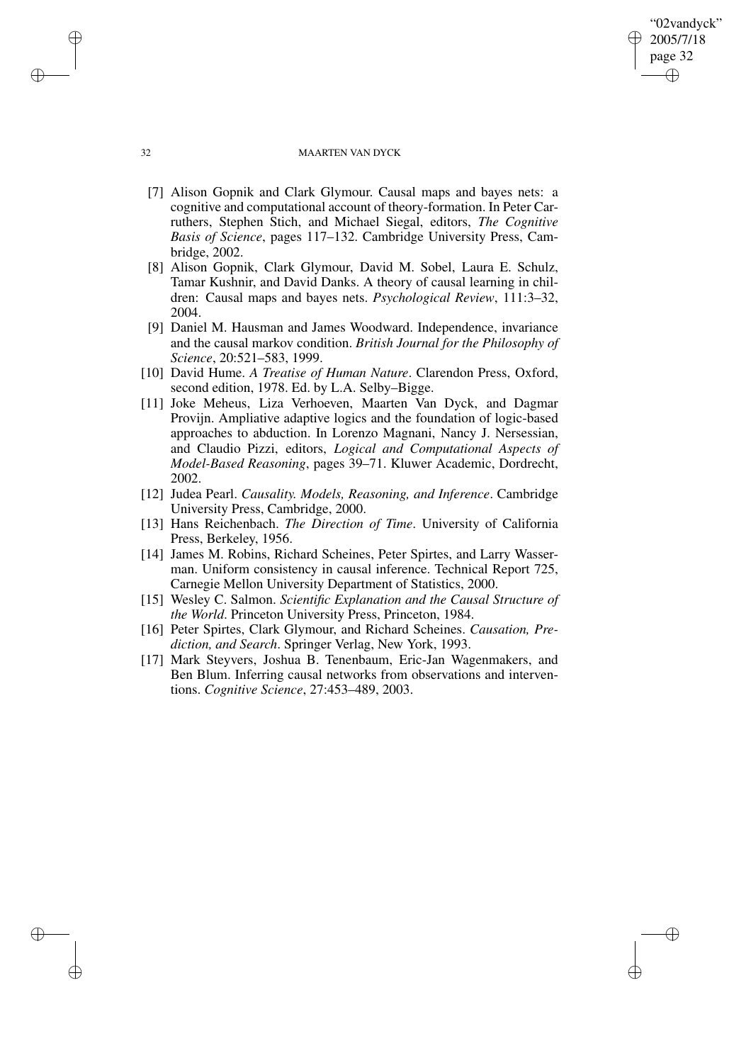[7] Alison Gopnik and Clark Glymour. Causal maps and bayes nets: a cognitive and computational account of theory-formation. In Peter Carruthers, Stephen Stich, and Michael Siegal, editors, *The Cognitive Basis of Science*, pages 117–132. Cambridge University Press, Cambridge, 2002.

[8] Alison Gopnik, Clark Glymour, David M. Sobel, Laura E. Schulz, Tamar Kushnir, and David Danks. A theory of causal learning in children: Causal maps and bayes nets. *Psychological Review*, 111:3–32, 2004.

[9] Daniel M. Hausman and James Woodward. Independence, invariance and the causal markov condition. *British Journal for the Philosophy of Science*, 20:521–583, 1999.

[10] David Hume. *A Treatise of Human Nature*. Clarendon Press, Oxford, second edition, 1978. Ed. by L.A. Selby–Bigge.

[11] Joke Meheus, Liza Verhoeven, Maarten Van Dyck, and Dagmar Provijn. Ampliative adaptive logics and the foundation of logic-based approaches to abduction. In Lorenzo Magnani, Nancy J. Nersessian, and Claudio Pizzi, editors, *Logical and Computational Aspects of Model-Based Reasoning*, pages 39–71. Kluwer Academic, Dordrecht, 2002.

[12] Judea Pearl. *Causality. Models, Reasoning, and Inference*. Cambridge University Press, Cambridge, 2000.

[13] Hans Reichenbach. *The Direction of Time*. University of California Press, Berkeley, 1956.

[14] James M. Robins, Richard Scheines, Peter Spirtes, and Larry Wasserman. Uniform consistency in causal inference. Technical Report 725, Carnegie Mellon University Department of Statistics, 2000.

[15] Wesley C. Salmon. *Scientific Explanation and the Causal Structure of the World*. Princeton University Press, Princeton, 1984.

[16] Peter Spirtes, Clark Glymour, and Richard Scheines. *Causation, Prediction, and Search*. Springer Verlag, New York, 1993.

[17] Mark Steyvers, Joshua B. Tenenbaum, Eric-Jan Wagenmakers, and Ben Blum. Inferring causal networks from observations and interventions. *Cognitive Science*, 27:453–489, 2003.